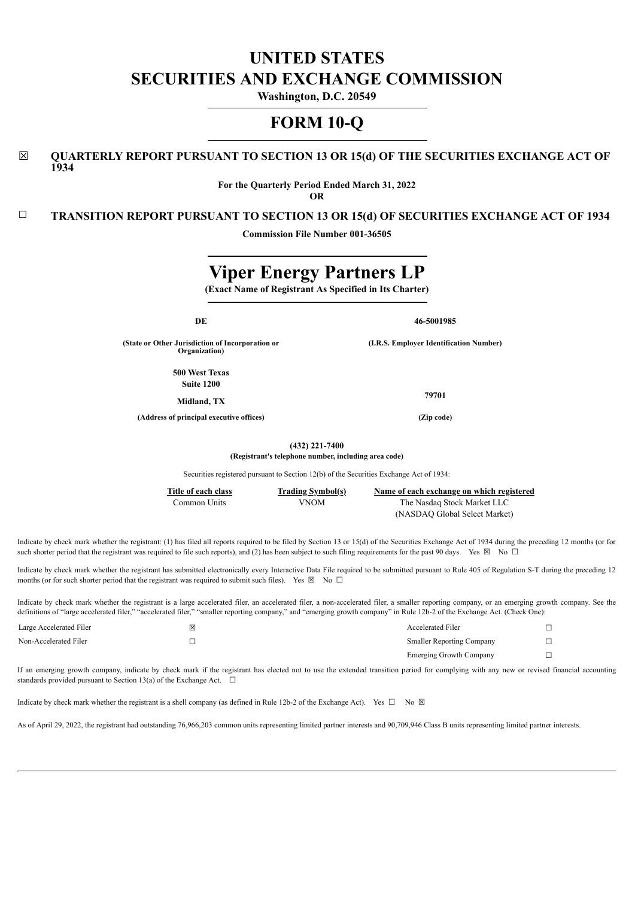# UNITED STATES
# SECURITIES AND EXCHANGE COMMISSION

**Washington, D.C. 20549**

# FORM 10-Q

☒ **QUARTERLY REPORT PURSUANT TO SECTION 13 OR 15(d) OF THE SECURITIES EXCHANGE ACT OF 1934**

**For the Quarterly Period Ended March 31, 2022**

**OR**

☐ **TRANSITION REPORT PURSUANT TO SECTION 13 OR 15(d) OF SECURITIES EXCHANGE ACT OF 1934**

**Commission File Number 001-36505**

# Viper Energy Partners LP

**(Exact Name of Registrant As Specified in Its Charter)**

| | |
|---|---|
| **DE** | **46-5001985** |
| **(State or Other Jurisdiction of Incorporation or Organization)** | **(I.R.S. Employer Identification Number)** |
| **500 West Texas** <br> **Suite 1200** <br> **Midland, TX** | **79701** |
| **(Address of principal executive offices)** | **(Zip code)** |

**(432) 221-7400**

**(Registrant's telephone number, including area code)**

Securities registered pursuant to Section 12(b) of the Securities Exchange Act of 1934:

| Title of each class | Trading Symbol(s) | Name of each exchange on which registered |
|---|---|---|
| Common Units | VNOM | The Nasdaq Stock Market LLC (NASDAQ Global Select Market) |

Indicate by check mark whether the registrant: (1) has filed all reports required to be filed by Section 13 or 15(d) of the Securities Exchange Act of 1934 during the preceding 12 months (or for such shorter period that the registrant was required to file such reports), and (2) has been subject to such filing requirements for the past 90 days. Yes ☒ No ☐

Indicate by check mark whether the registrant has submitted electronically every Interactive Data File required to be submitted pursuant to Rule 405 of Regulation S-T during the preceding 12 months (or for such shorter period that the registrant was required to submit such files). Yes ☒ No ☐

Indicate by check mark whether the registrant is a large accelerated filer, an accelerated filer, a non-accelerated filer, a smaller reporting company, or an emerging growth company. See the definitions of "large accelerated filer," "accelerated filer," "smaller reporting company," and "emerging growth company" in Rule 12b-2 of the Exchange Act. (Check One):

| | | | |
|---|---|---|---|
| Large Accelerated Filer | ☒ | Accelerated Filer | ☐ |
| Non-Accelerated Filer | ☐ | Smaller Reporting Company | ☐ |
| | | Emerging Growth Company | ☐ |

If an emerging growth company, indicate by check mark if the registrant has elected not to use the extended transition period for complying with any new or revised financial accounting standards provided pursuant to Section 13(a) of the Exchange Act. ☐

Indicate by check mark whether the registrant is a shell company (as defined in Rule 12b-2 of the Exchange Act). Yes ☐ No ☒

As of April 29, 2022, the registrant had outstanding 76,966,203 common units representing limited partner interests and 90,709,946 Class B units representing limited partner interests.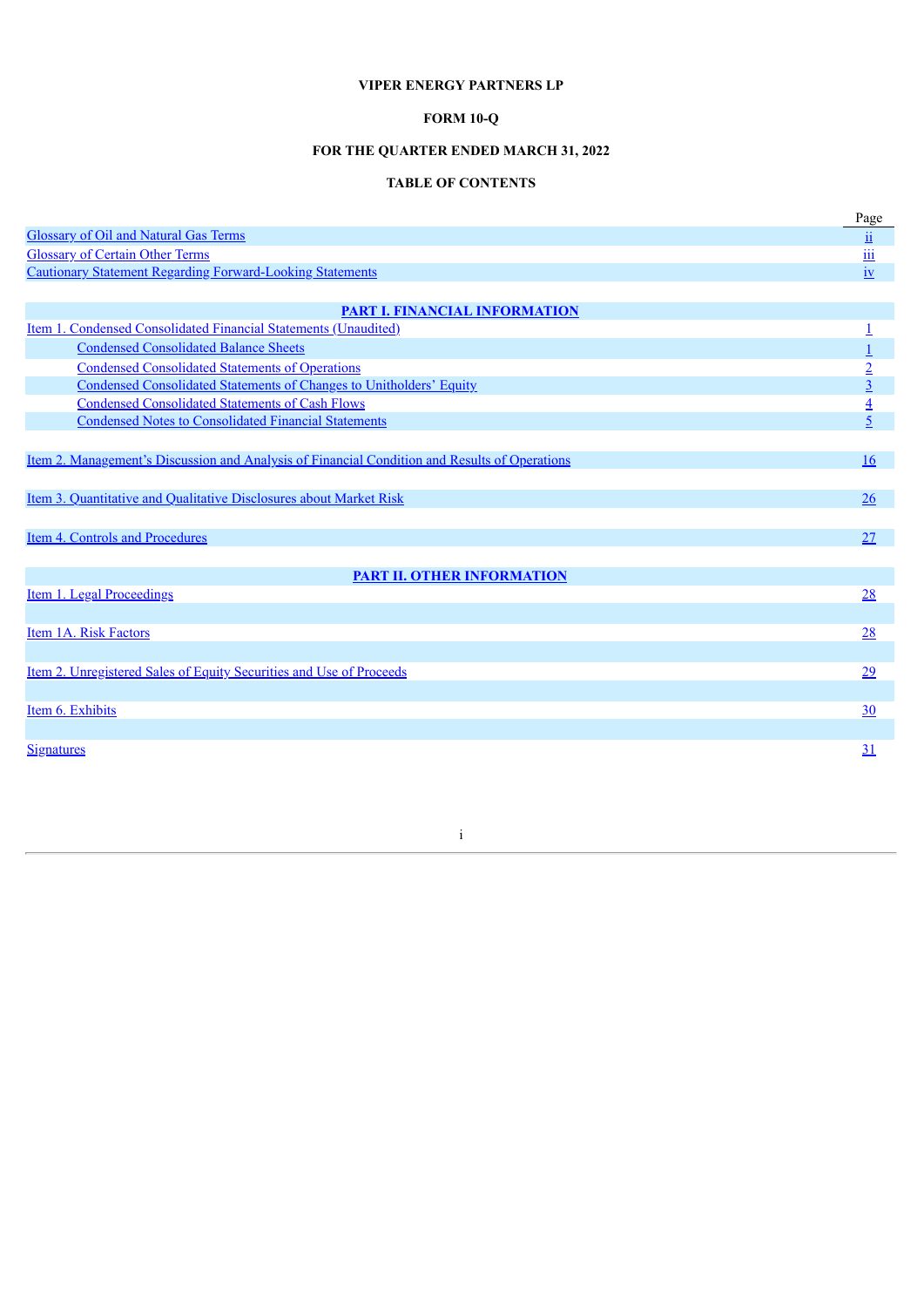**VIPER ENERGY PARTNERS LP**

**FORM 10-Q**

**FOR THE QUARTER ENDED MARCH 31, 2022**

**TABLE OF CONTENTS**

| | Page |
|---|---|
| Glossary of Oil and Natural Gas Terms | ii |
| Glossary of Certain Other Terms | iii |
| Cautionary Statement Regarding Forward-Looking Statements | iv |
| | |
| **PART I. FINANCIAL INFORMATION** | |
| Item 1. Condensed Consolidated Financial Statements (Unaudited) | 1 |
| Condensed Consolidated Balance Sheets | 1 |
| Condensed Consolidated Statements of Operations | 2 |
| Condensed Consolidated Statements of Changes to Unitholders' Equity | 3 |
| Condensed Consolidated Statements of Cash Flows | 4 |
| Condensed Notes to Consolidated Financial Statements | 5 |
| | |
| Item 2. Management's Discussion and Analysis of Financial Condition and Results of Operations | 16 |
| | |
| Item 3. Quantitative and Qualitative Disclosures about Market Risk | 26 |
| | |
| Item 4. Controls and Procedures | 27 |
| | |
| **PART II. OTHER INFORMATION** | |
| Item 1. Legal Proceedings | 28 |
| | |
| Item 1A. Risk Factors | 28 |
| | |
| Item 2. Unregistered Sales of Equity Securities and Use of Proceeds | 29 |
| | |
| Item 6. Exhibits | 30 |
| | |
| Signatures | 31 |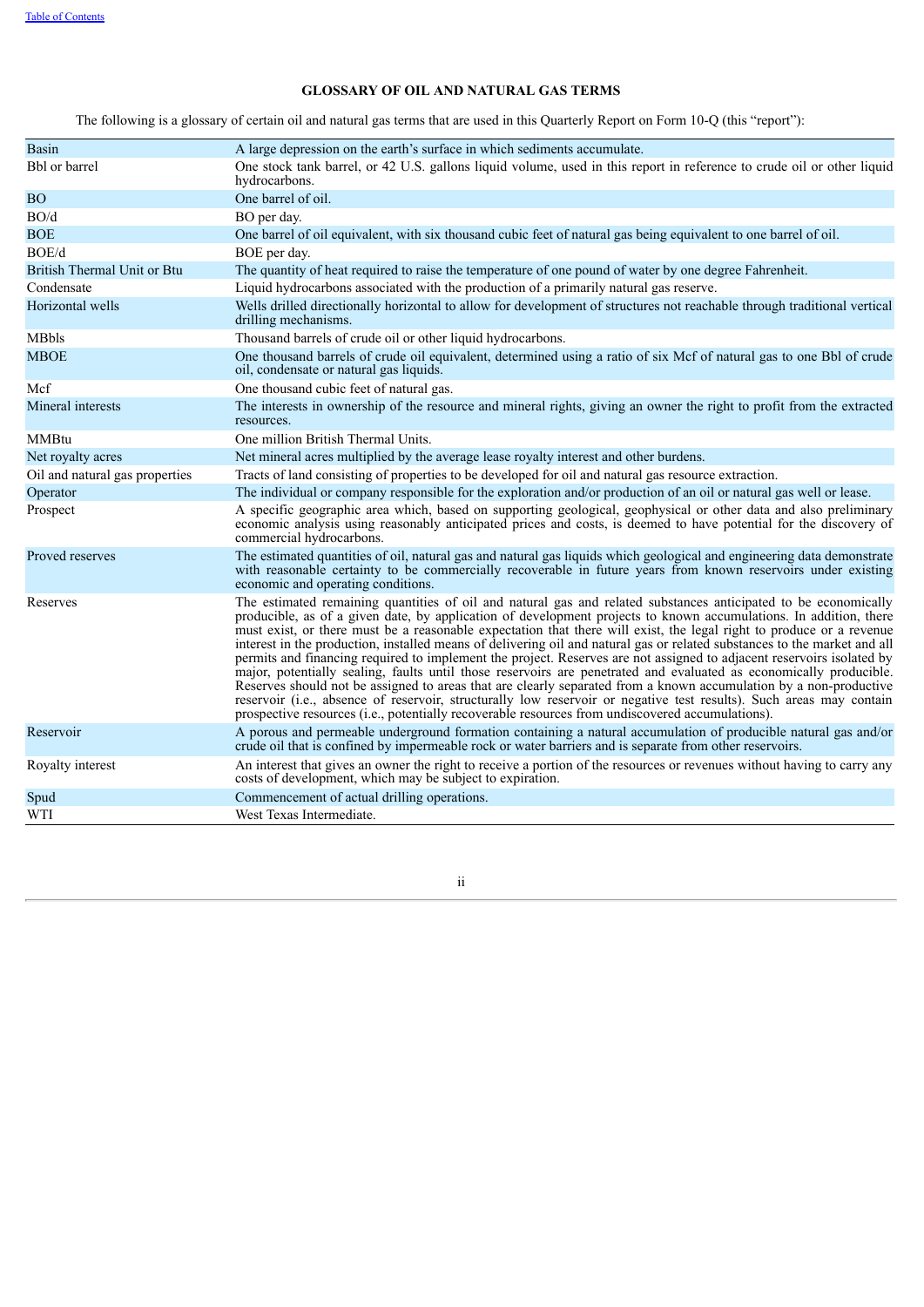## GLOSSARY OF OIL AND NATURAL GAS TERMS

The following is a glossary of certain oil and natural gas terms that are used in this Quarterly Report on Form 10-Q (this "report"):

| Term | Definition |
|---|---|
| Basin | A large depression on the earth's surface in which sediments accumulate. |
| Bbl or barrel | One stock tank barrel, or 42 U.S. gallons liquid volume, used in this report in reference to crude oil or other liquid hydrocarbons. |
| BO | One barrel of oil. |
| BO/d | BO per day. |
| BOE | One barrel of oil equivalent, with six thousand cubic feet of natural gas being equivalent to one barrel of oil. |
| BOE/d | BOE per day. |
| British Thermal Unit or Btu | The quantity of heat required to raise the temperature of one pound of water by one degree Fahrenheit. |
| Condensate | Liquid hydrocarbons associated with the production of a primarily natural gas reserve. |
| Horizontal wells | Wells drilled directionally horizontal to allow for development of structures not reachable through traditional vertical drilling mechanisms. |
| MBbls | Thousand barrels of crude oil or other liquid hydrocarbons. |
| MBOE | One thousand barrels of crude oil equivalent, determined using a ratio of six Mcf of natural gas to one Bbl of crude oil, condensate or natural gas liquids. |
| Mcf | One thousand cubic feet of natural gas. |
| Mineral interests | The interests in ownership of the resource and mineral rights, giving an owner the right to profit from the extracted resources. |
| MMBtu | One million British Thermal Units. |
| Net royalty acres | Net mineral acres multiplied by the average lease royalty interest and other burdens. |
| Oil and natural gas properties | Tracts of land consisting of properties to be developed for oil and natural gas resource extraction. |
| Operator | The individual or company responsible for the exploration and/or production of an oil or natural gas well or lease. |
| Prospect | A specific geographic area which, based on supporting geological, geophysical or other data and also preliminary economic analysis using reasonably anticipated prices and costs, is deemed to have potential for the discovery of commercial hydrocarbons. |
| Proved reserves | The estimated quantities of oil, natural gas and natural gas liquids which geological and engineering data demonstrate with reasonable certainty to be commercially recoverable in future years from known reservoirs under existing economic and operating conditions. |
| Reserves | The estimated remaining quantities of oil and natural gas and related substances anticipated to be economically producible, as of a given date, by application of development projects to known accumulations. In addition, there must exist, or there must be a reasonable expectation that there will exist, the legal right to produce or a revenue interest in the production, installed means of delivering oil and natural gas or related substances to the market and all permits and financing required to implement the project. Reserves are not assigned to adjacent reservoirs isolated by major, potentially sealing, faults until those reservoirs are penetrated and evaluated as economically producible. Reserves should not be assigned to areas that are clearly separated from a known accumulation by a non-productive reservoir (i.e., absence of reservoir, structurally low reservoir or negative test results). Such areas may contain prospective resources (i.e., potentially recoverable resources from undiscovered accumulations). |
| Reservoir | A porous and permeable underground formation containing a natural accumulation of producible natural gas and/or crude oil that is confined by impermeable rock or water barriers and is separate from other reservoirs. |
| Royalty interest | An interest that gives an owner the right to receive a portion of the resources or revenues without having to carry any costs of development, which may be subject to expiration. |
| Spud | Commencement of actual drilling operations. |
| WTI | West Texas Intermediate. |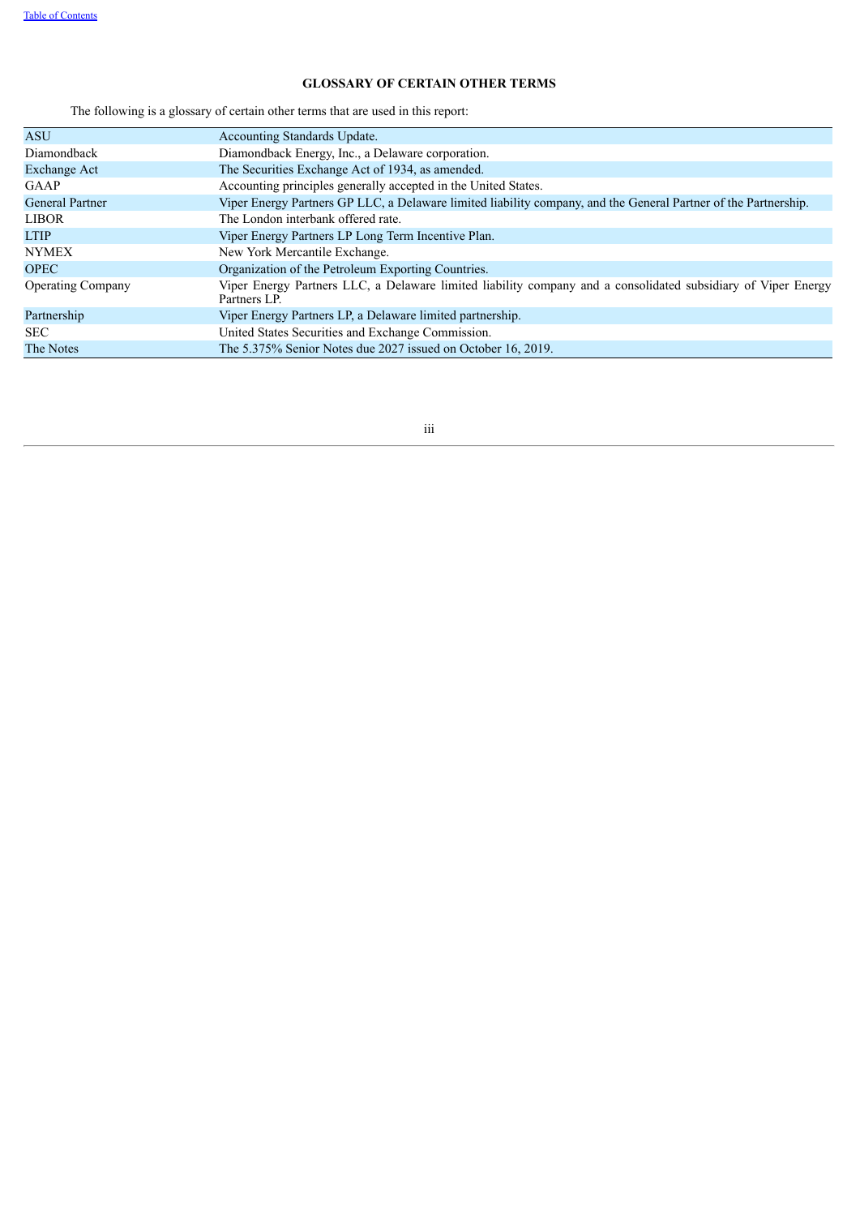## GLOSSARY OF CERTAIN OTHER TERMS

The following is a glossary of certain other terms that are used in this report:

| | |
|---|---|
| ASU | Accounting Standards Update. |
| Diamondback | Diamondback Energy, Inc., a Delaware corporation. |
| Exchange Act | The Securities Exchange Act of 1934, as amended. |
| GAAP | Accounting principles generally accepted in the United States. |
| General Partner | Viper Energy Partners GP LLC, a Delaware limited liability company, and the General Partner of the Partnership. |
| LIBOR | The London interbank offered rate. |
| LTIP | Viper Energy Partners LP Long Term Incentive Plan. |
| NYMEX | New York Mercantile Exchange. |
| OPEC | Organization of the Petroleum Exporting Countries. |
| Operating Company | Viper Energy Partners LLC, a Delaware limited liability company and a consolidated subsidiary of Viper Energy Partners LP. |
| Partnership | Viper Energy Partners LP, a Delaware limited partnership. |
| SEC | United States Securities and Exchange Commission. |
| The Notes | The 5.375% Senior Notes due 2027 issued on October 16, 2019. |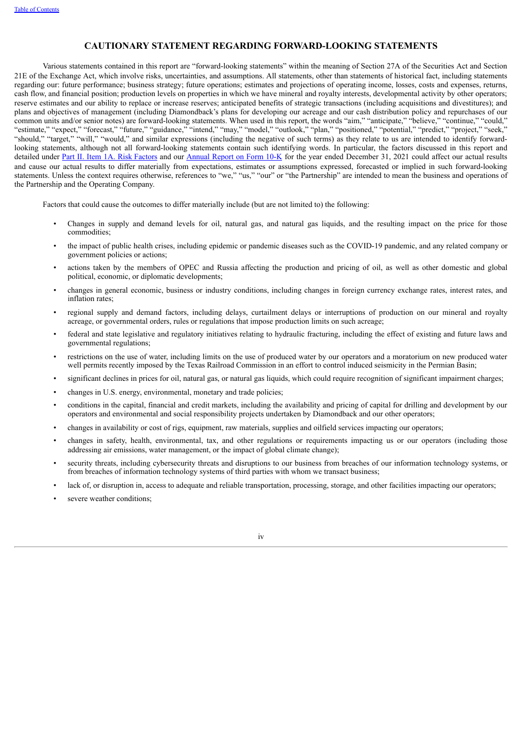## CAUTIONARY STATEMENT REGARDING FORWARD-LOOKING STATEMENTS

Various statements contained in this report are "forward-looking statements" within the meaning of Section 27A of the Securities Act and Section 21E of the Exchange Act, which involve risks, uncertainties, and assumptions. All statements, other than statements of historical fact, including statements regarding our: future performance; business strategy; future operations; estimates and projections of operating income, losses, costs and expenses, returns, cash flow, and financial position; production levels on properties in which we have mineral and royalty interests, developmental activity by other operators; reserve estimates and our ability to replace or increase reserves; anticipated benefits of strategic transactions (including acquisitions and divestitures); and plans and objectives of management (including Diamondback's plans for developing our acreage and our cash distribution policy and repurchases of our common units and/or senior notes) are forward-looking statements. When used in this report, the words "aim," "anticipate," "believe," "continue," "could," "estimate," "expect," "forecast," "future," "guidance," "intend," "may," "model," "outlook," "plan," "positioned," "potential," "predict," "project," "seek," "should," "target," "will," "would," and similar expressions (including the negative of such terms) as they relate to us are intended to identify forward-looking statements, although not all forward-looking statements contain such identifying words. In particular, the factors discussed in this report and detailed under Part II. Item 1A. Risk Factors and our Annual Report on Form 10-K for the year ended December 31, 2021 could affect our actual results and cause our actual results to differ materially from expectations, estimates or assumptions expressed, forecasted or implied in such forward-looking statements. Unless the context requires otherwise, references to "we," "us," "our" or "the Partnership" are intended to mean the business and operations of the Partnership and the Operating Company.

Factors that could cause the outcomes to differ materially include (but are not limited to) the following:

- Changes in supply and demand levels for oil, natural gas, and natural gas liquids, and the resulting impact on the price for those commodities;
- the impact of public health crises, including epidemic or pandemic diseases such as the COVID-19 pandemic, and any related company or government policies or actions;
- actions taken by the members of OPEC and Russia affecting the production and pricing of oil, as well as other domestic and global political, economic, or diplomatic developments;
- changes in general economic, business or industry conditions, including changes in foreign currency exchange rates, interest rates, and inflation rates;
- regional supply and demand factors, including delays, curtailment delays or interruptions of production on our mineral and royalty acreage, or governmental orders, rules or regulations that impose production limits on such acreage;
- federal and state legislative and regulatory initiatives relating to hydraulic fracturing, including the effect of existing and future laws and governmental regulations;
- restrictions on the use of water, including limits on the use of produced water by our operators and a moratorium on new produced water well permits recently imposed by the Texas Railroad Commission in an effort to control induced seismicity in the Permian Basin;
- significant declines in prices for oil, natural gas, or natural gas liquids, which could require recognition of significant impairment charges;
- changes in U.S. energy, environmental, monetary and trade policies;
- conditions in the capital, financial and credit markets, including the availability and pricing of capital for drilling and development by our operators and environmental and social responsibility projects undertaken by Diamondback and our other operators;
- changes in availability or cost of rigs, equipment, raw materials, supplies and oilfield services impacting our operators;
- changes in safety, health, environmental, tax, and other regulations or requirements impacting us or our operators (including those addressing air emissions, water management, or the impact of global climate change);
- security threats, including cybersecurity threats and disruptions to our business from breaches of our information technology systems, or from breaches of information technology systems of third parties with whom we transact business;
- lack of, or disruption in, access to adequate and reliable transportation, processing, storage, and other facilities impacting our operators;
- severe weather conditions;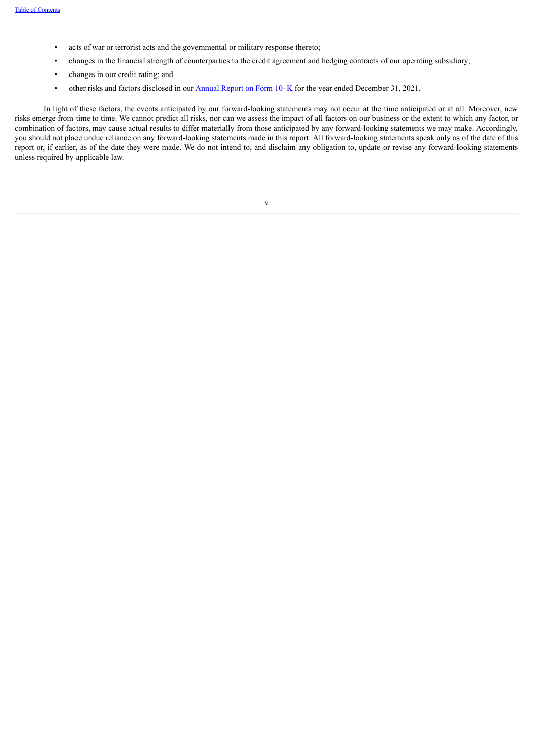- acts of war or terrorist acts and the governmental or military response thereto;
- changes in the financial strength of counterparties to the credit agreement and hedging contracts of our operating subsidiary;
- changes in our credit rating; and
- other risks and factors disclosed in our Annual Report on Form 10–K for the year ended December 31, 2021.

In light of these factors, the events anticipated by our forward-looking statements may not occur at the time anticipated or at all. Moreover, new risks emerge from time to time. We cannot predict all risks, nor can we assess the impact of all factors on our business or the extent to which any factor, or combination of factors, may cause actual results to differ materially from those anticipated by any forward-looking statements we may make. Accordingly, you should not place undue reliance on any forward-looking statements made in this report. All forward-looking statements speak only as of the date of this report or, if earlier, as of the date they were made. We do not intend to, and disclaim any obligation to, update or revise any forward-looking statements unless required by applicable law.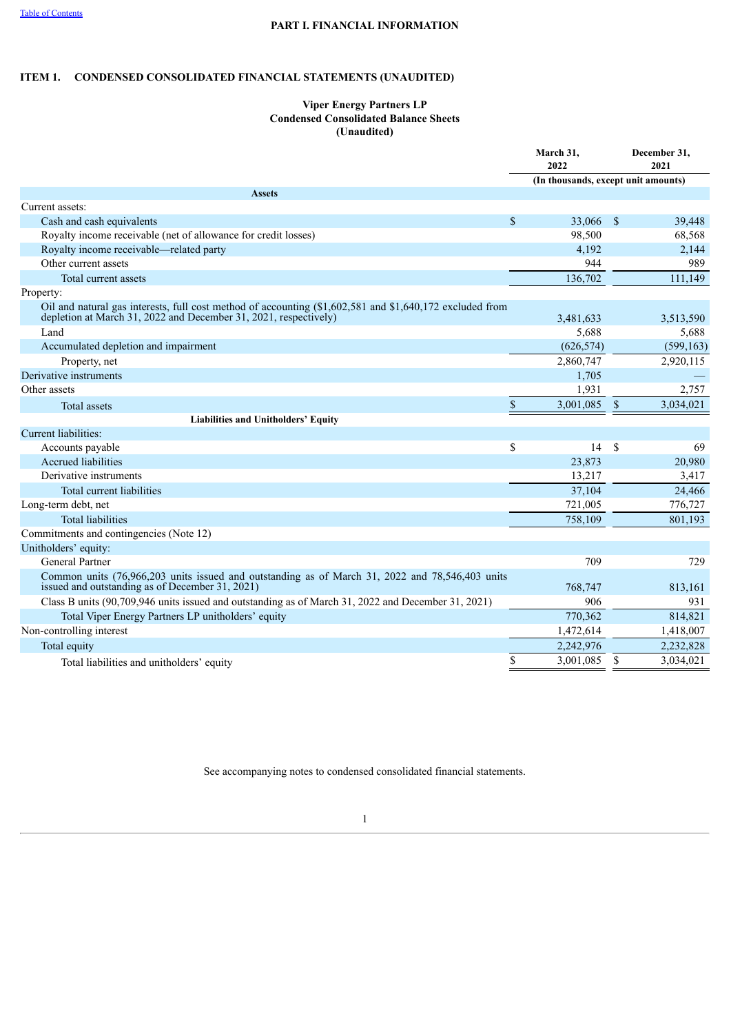# PART I. FINANCIAL INFORMATION

## ITEM 1. CONDENSED CONSOLIDATED FINANCIAL STATEMENTS (UNAUDITED)

### Viper Energy Partners LP
### Condensed Consolidated Balance Sheets
### (Unaudited)

| | March 31, 2022 | December 31, 2021 |
|---|---|---|
| | (In thousands, except unit amounts) | |
| **Assets** | | |
| Current assets: | | |
| Cash and cash equivalents | $ 33,066 | $ 39,448 |
| Royalty income receivable (net of allowance for credit losses) | 98,500 | 68,568 |
| Royalty income receivable—related party | 4,192 | 2,144 |
| Other current assets | 944 | 989 |
| Total current assets | 136,702 | 111,149 |
| Property: | | |
| Oil and natural gas interests, full cost method of accounting ($1,602,581 and $1,640,172 excluded from depletion at March 31, 2022 and December 31, 2021, respectively) | 3,481,633 | 3,513,590 |
| Land | 5,688 | 5,688 |
| Accumulated depletion and impairment | (626,574) | (599,163) |
| Property, net | 2,860,747 | 2,920,115 |
| Derivative instruments | 1,705 | — |
| Other assets | 1,931 | 2,757 |
| Total assets | $ 3,001,085 | $ 3,034,021 |
| **Liabilities and Unitholders' Equity** | | |
| Current liabilities: | | |
| Accounts payable | $ 14 | $ 69 |
| Accrued liabilities | 23,873 | 20,980 |
| Derivative instruments | 13,217 | 3,417 |
| Total current liabilities | 37,104 | 24,466 |
| Long-term debt, net | 721,005 | 776,727 |
| Total liabilities | 758,109 | 801,193 |
| Commitments and contingencies (Note 12) | | |
| Unitholders' equity: | | |
| General Partner | 709 | 729 |
| Common units (76,966,203 units issued and outstanding as of March 31, 2022 and 78,546,403 units issued and outstanding as of December 31, 2021) | 768,747 | 813,161 |
| Class B units (90,709,946 units issued and outstanding as of March 31, 2022 and December 31, 2021) | 906 | 931 |
| Total Viper Energy Partners LP unitholders' equity | 770,362 | 814,821 |
| Non-controlling interest | 1,472,614 | 1,418,007 |
| Total equity | 2,242,976 | 2,232,828 |
| Total liabilities and unitholders' equity | $ 3,001,085 | $ 3,034,021 |

See accompanying notes to condensed consolidated financial statements.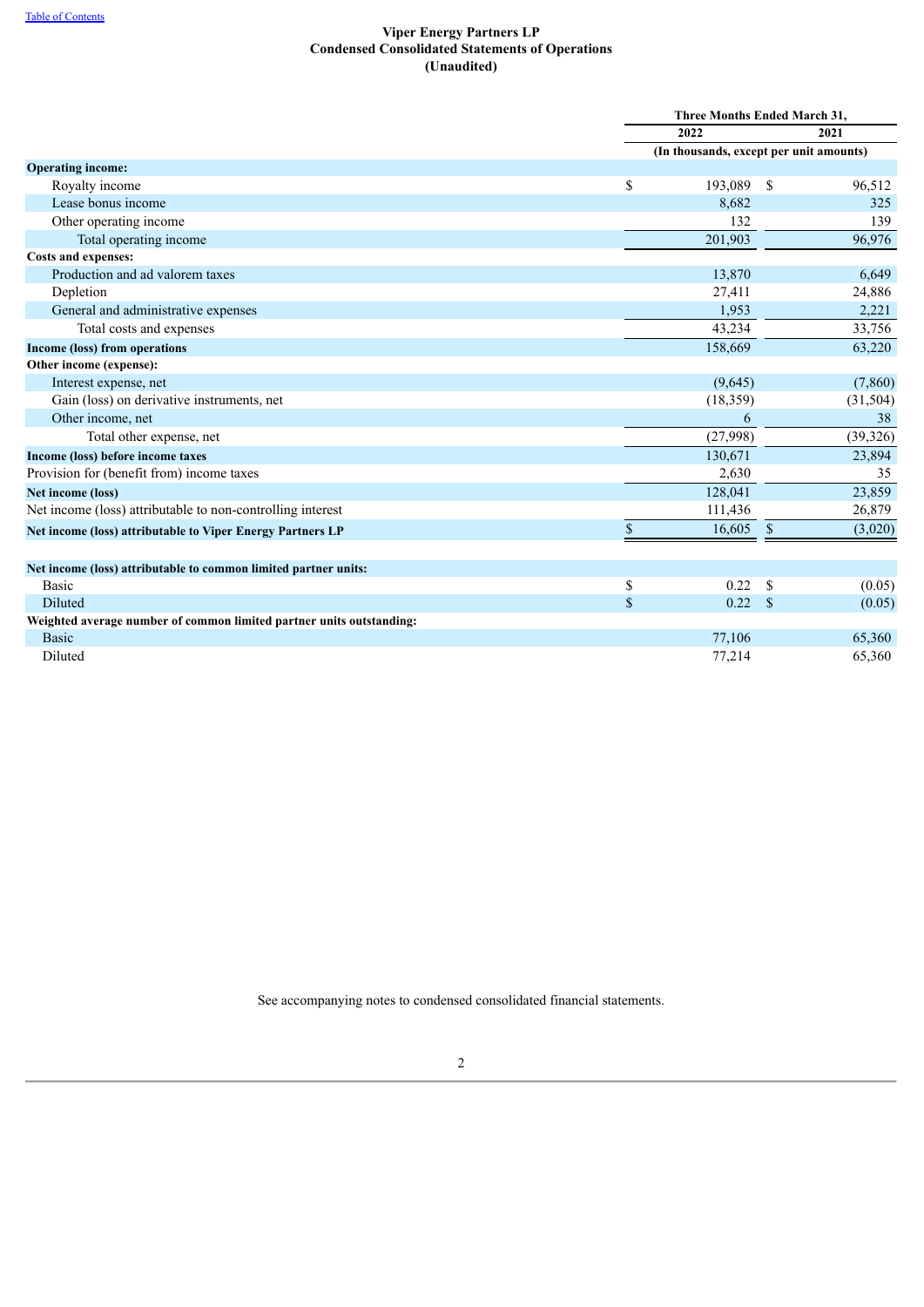[Table of Contents](#)

# Viper Energy Partners LP
## Condensed Consolidated Statements of Operations
### (Unaudited)

| | Three Months Ended March 31, | |
|---|---|---|
| | 2022 | 2021 |
| | (In thousands, except per unit amounts) | |
| **Operating income:** | | |
| Royalty income | $ 193,089 | $ 96,512 |
| Lease bonus income | 8,682 | 325 |
| Other operating income | 132 | 139 |
| Total operating income | 201,903 | 96,976 |
| **Costs and expenses:** | | |
| Production and ad valorem taxes | 13,870 | 6,649 |
| Depletion | 27,411 | 24,886 |
| General and administrative expenses | 1,953 | 2,221 |
| Total costs and expenses | 43,234 | 33,756 |
| **Income (loss) from operations** | 158,669 | 63,220 |
| **Other income (expense):** | | |
| Interest expense, net | (9,645) | (7,860) |
| Gain (loss) on derivative instruments, net | (18,359) | (31,504) |
| Other income, net | 6 | 38 |
| Total other expense, net | (27,998) | (39,326) |
| **Income (loss) before income taxes** | 130,671 | 23,894 |
| Provision for (benefit from) income taxes | 2,630 | 35 |
| **Net income (loss)** | 128,041 | 23,859 |
| Net income (loss) attributable to non-controlling interest | 111,436 | 26,879 |
| **Net income (loss) attributable to Viper Energy Partners LP** | $ 16,605 | $ (3,020) |
| | | |
| **Net income (loss) attributable to common limited partner units:** | | |
| Basic | $ 0.22 | $ (0.05) |
| Diluted | $ 0.22 | $ (0.05) |
| **Weighted average number of common limited partner units outstanding:** | | |
| Basic | 77,106 | 65,360 |
| Diluted | 77,214 | 65,360 |

See accompanying notes to condensed consolidated financial statements.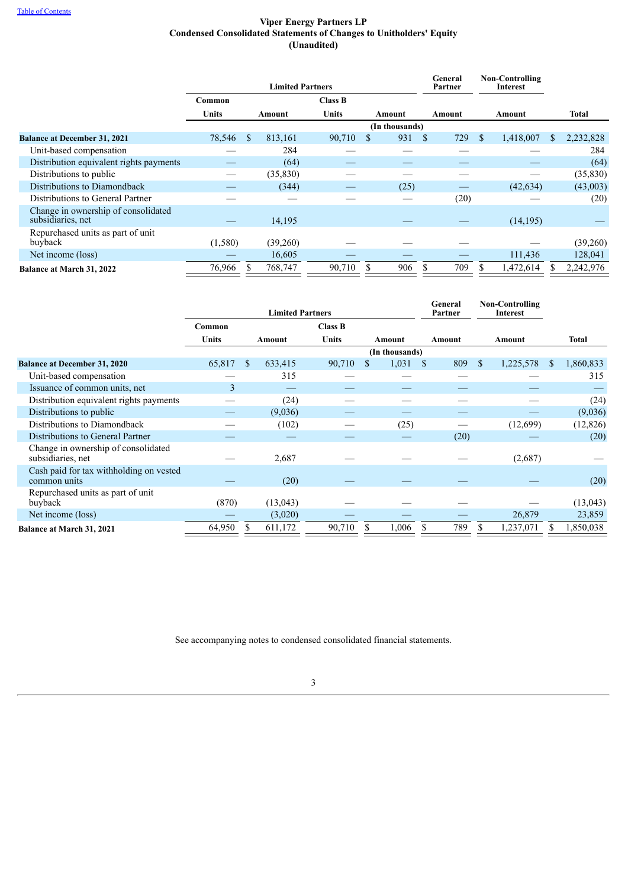[Table of Contents](#)

# Viper Energy Partners LP
## Condensed Consolidated Statements of Changes to Unitholders' Equity
### (Unaudited)

| | Limited Partners | | | | General Partner | Non-Controlling Interest | |
|---|---|---|---|---|---|---|---|
| | Common | | Class B | | | | |
| | Units | Amount | Units | Amount | Amount | Amount | Total |
| | | | (In thousands) | | | | |
| **Balance at December 31, 2021** | 78,546 | $ 813,161 | 90,710 | $ 931 | $ 729 | $ 1,418,007 | $ 2,232,828 |
| Unit-based compensation | — | 284 | — | — | — | — | 284 |
| Distribution equivalent rights payments | — | (64) | — | — | — | — | (64) |
| Distributions to public | — | (35,830) | — | — | — | — | (35,830) |
| Distributions to Diamondback | — | (344) | — | (25) | — | (42,634) | (43,003) |
| Distributions to General Partner | — | — | — | — | (20) | — | (20) |
| Change in ownership of consolidated subsidiaries, net | — | 14,195 | | — | — | (14,195) | — |
| Repurchased units as part of unit buyback | (1,580) | (39,260) | — | — | — | — | (39,260) |
| Net income (loss) | — | 16,605 | — | — | — | 111,436 | 128,041 |
| **Balance at March 31, 2022** | 76,966 | $ 768,747 | 90,710 | $ 906 | $ 709 | $ 1,472,614 | $ 2,242,976 |

| | Limited Partners | | | | General Partner | Non-Controlling Interest | |
|---|---|---|---|---|---|---|---|
| | Common | | Class B | | | | |
| | Units | Amount | Units | Amount | Amount | Amount | Total |
| | | | (In thousands) | | | | |
| **Balance at December 31, 2020** | 65,817 | $ 633,415 | 90,710 | $ 1,031 | $ 809 | $ 1,225,578 | $ 1,860,833 |
| Unit-based compensation | — | 315 | — | — | — | — | 315 |
| Issuance of common units, net | 3 | — | — | — | — | — | — |
| Distribution equivalent rights payments | — | (24) | — | — | — | — | (24) |
| Distributions to public | — | (9,036) | — | — | — | — | (9,036) |
| Distributions to Diamondback | — | (102) | — | (25) | — | (12,699) | (12,826) |
| Distributions to General Partner | — | — | — | — | (20) | — | (20) |
| Change in ownership of consolidated subsidiaries, net | — | 2,687 | — | — | — | (2,687) | — |
| Cash paid for tax withholding on vested common units | — | (20) | — | — | — | — | (20) |
| Repurchased units as part of unit buyback | (870) | (13,043) | — | — | — | — | (13,043) |
| Net income (loss) | — | (3,020) | — | — | — | 26,879 | 23,859 |
| **Balance at March 31, 2021** | 64,950 | $ 611,172 | 90,710 | $ 1,006 | $ 789 | $ 1,237,071 | $ 1,850,038 |

See accompanying notes to condensed consolidated financial statements.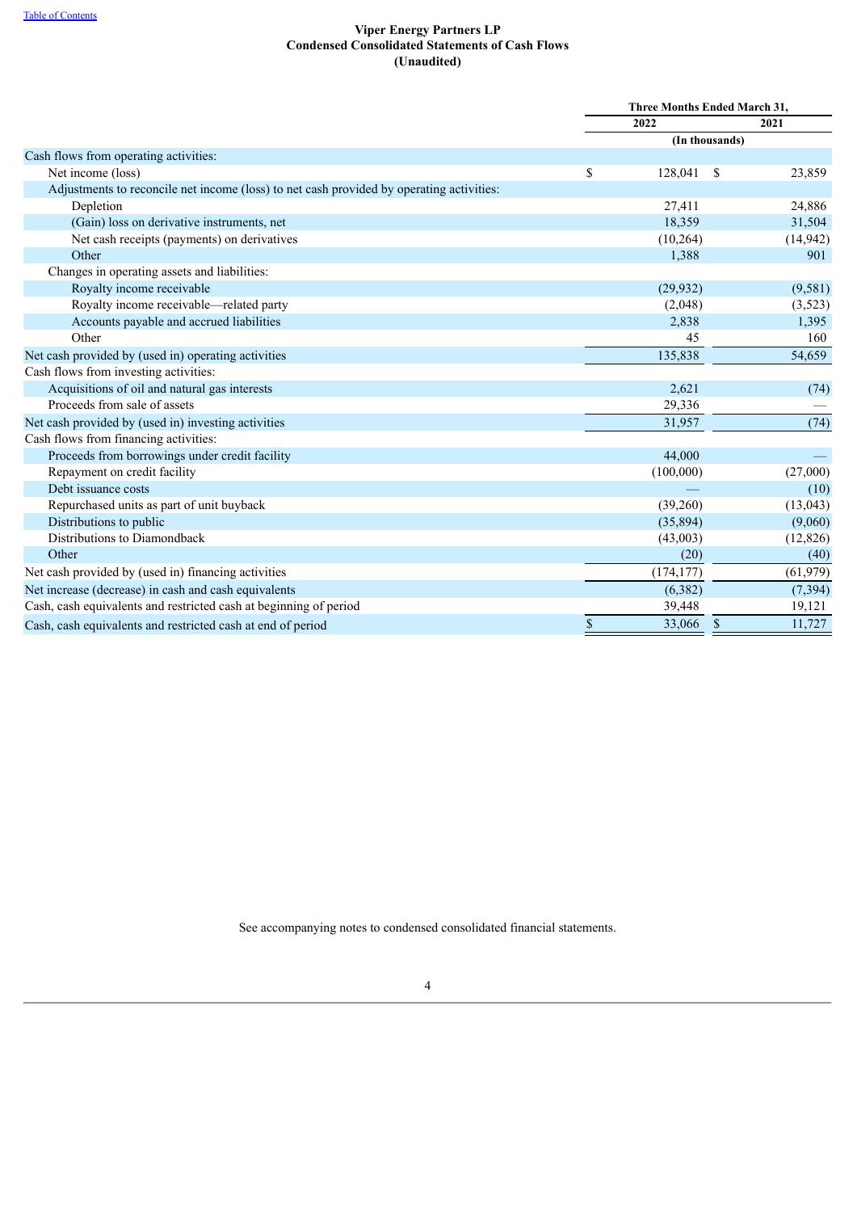[Table of Contents](#)

# Viper Energy Partners LP
## Condensed Consolidated Statements of Cash Flows
### (Unaudited)

| | Three Months Ended March 31, | |
|---|---|---|
| | 2022 | 2021 |
| | (In thousands) | |
| Cash flows from operating activities: | | |
| Net income (loss) | $ 128,041 | $ 23,859 |
| Adjustments to reconcile net income (loss) to net cash provided by operating activities: | | |
| Depletion | 27,411 | 24,886 |
| (Gain) loss on derivative instruments, net | 18,359 | 31,504 |
| Net cash receipts (payments) on derivatives | (10,264) | (14,942) |
| Other | 1,388 | 901 |
| Changes in operating assets and liabilities: | | |
| Royalty income receivable | (29,932) | (9,581) |
| Royalty income receivable—related party | (2,048) | (3,523) |
| Accounts payable and accrued liabilities | 2,838 | 1,395 |
| Other | 45 | 160 |
| Net cash provided by (used in) operating activities | 135,838 | 54,659 |
| Cash flows from investing activities: | | |
| Acquisitions of oil and natural gas interests | 2,621 | (74) |
| Proceeds from sale of assets | 29,336 | — |
| Net cash provided by (used in) investing activities | 31,957 | (74) |
| Cash flows from financing activities: | | |
| Proceeds from borrowings under credit facility | 44,000 | — |
| Repayment on credit facility | (100,000) | (27,000) |
| Debt issuance costs | — | (10) |
| Repurchased units as part of unit buyback | (39,260) | (13,043) |
| Distributions to public | (35,894) | (9,060) |
| Distributions to Diamondback | (43,003) | (12,826) |
| Other | (20) | (40) |
| Net cash provided by (used in) financing activities | (174,177) | (61,979) |
| Net increase (decrease) in cash and cash equivalents | (6,382) | (7,394) |
| Cash, cash equivalents and restricted cash at beginning of period | 39,448 | 19,121 |
| Cash, cash equivalents and restricted cash at end of period | $ 33,066 | $ 11,727 |

See accompanying notes to condensed consolidated financial statements.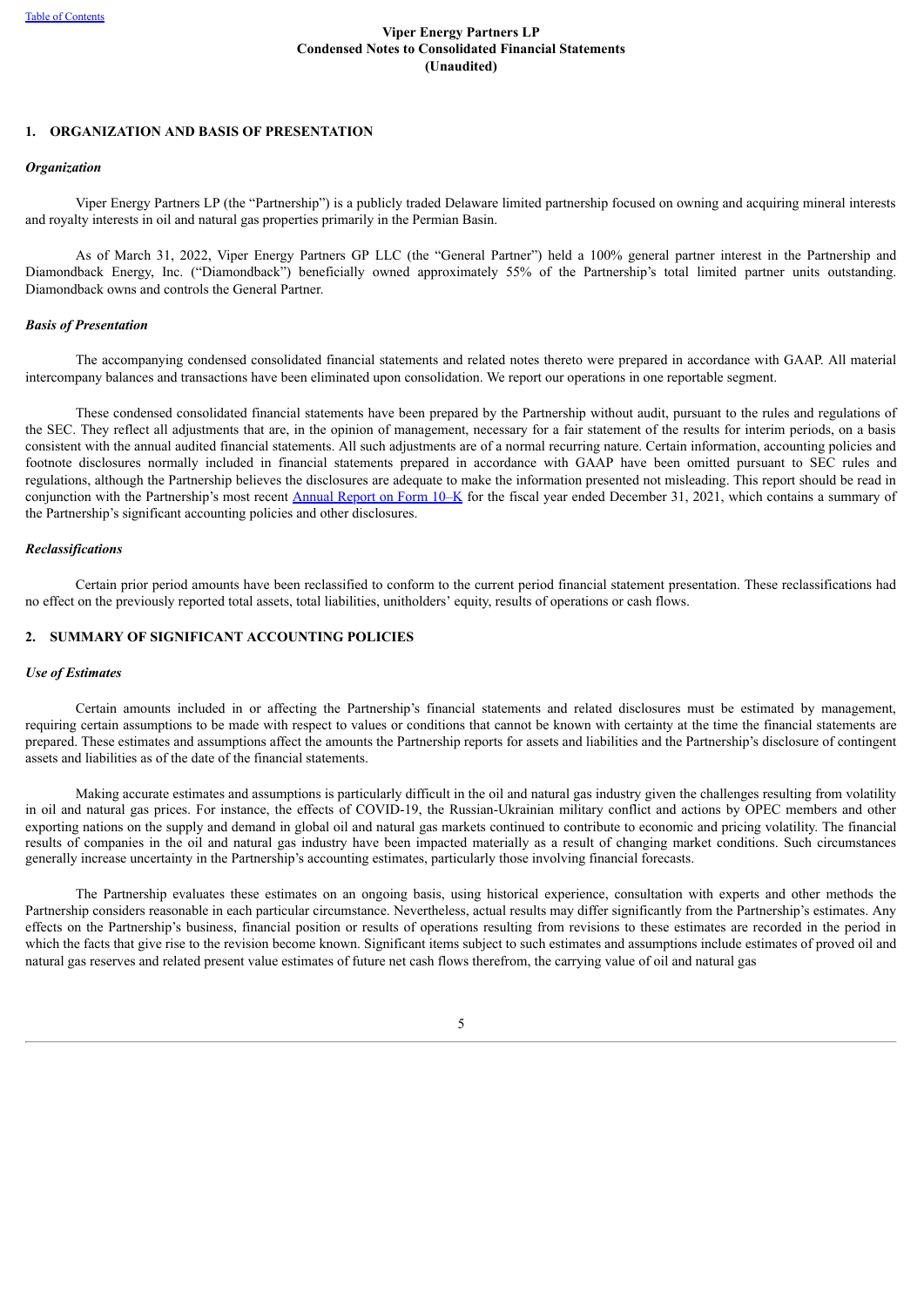**Viper Energy Partners LP**
**Condensed Notes to Consolidated Financial Statements**
**(Unaudited)**

## 1. ORGANIZATION AND BASIS OF PRESENTATION

### *Organization*

Viper Energy Partners LP (the "Partnership") is a publicly traded Delaware limited partnership focused on owning and acquiring mineral interests and royalty interests in oil and natural gas properties primarily in the Permian Basin.

As of March 31, 2022, Viper Energy Partners GP LLC (the "General Partner") held a 100% general partner interest in the Partnership and Diamondback Energy, Inc. ("Diamondback") beneficially owned approximately 55% of the Partnership's total limited partner units outstanding. Diamondback owns and controls the General Partner.

### *Basis of Presentation*

The accompanying condensed consolidated financial statements and related notes thereto were prepared in accordance with GAAP. All material intercompany balances and transactions have been eliminated upon consolidation. We report our operations in one reportable segment.

These condensed consolidated financial statements have been prepared by the Partnership without audit, pursuant to the rules and regulations of the SEC. They reflect all adjustments that are, in the opinion of management, necessary for a fair statement of the results for interim periods, on a basis consistent with the annual audited financial statements. All such adjustments are of a normal recurring nature. Certain information, accounting policies and footnote disclosures normally included in financial statements prepared in accordance with GAAP have been omitted pursuant to SEC rules and regulations, although the Partnership believes the disclosures are adequate to make the information presented not misleading. This report should be read in conjunction with the Partnership's most recent Annual Report on Form 10–K for the fiscal year ended December 31, 2021, which contains a summary of the Partnership's significant accounting policies and other disclosures.

### *Reclassifications*

Certain prior period amounts have been reclassified to conform to the current period financial statement presentation. These reclassifications had no effect on the previously reported total assets, total liabilities, unitholders' equity, results of operations or cash flows.

## 2. SUMMARY OF SIGNIFICANT ACCOUNTING POLICIES

### *Use of Estimates*

Certain amounts included in or affecting the Partnership's financial statements and related disclosures must be estimated by management, requiring certain assumptions to be made with respect to values or conditions that cannot be known with certainty at the time the financial statements are prepared. These estimates and assumptions affect the amounts the Partnership reports for assets and liabilities and the Partnership's disclosure of contingent assets and liabilities as of the date of the financial statements.

Making accurate estimates and assumptions is particularly difficult in the oil and natural gas industry given the challenges resulting from volatility in oil and natural gas prices. For instance, the effects of COVID-19, the Russian-Ukrainian military conflict and actions by OPEC members and other exporting nations on the supply and demand in global oil and natural gas markets continued to contribute to economic and pricing volatility. The financial results of companies in the oil and natural gas industry have been impacted materially as a result of changing market conditions. Such circumstances generally increase uncertainty in the Partnership's accounting estimates, particularly those involving financial forecasts.

The Partnership evaluates these estimates on an ongoing basis, using historical experience, consultation with experts and other methods the Partnership considers reasonable in each particular circumstance. Nevertheless, actual results may differ significantly from the Partnership's estimates. Any effects on the Partnership's business, financial position or results of operations resulting from revisions to these estimates are recorded in the period in which the facts that give rise to the revision become known. Significant items subject to such estimates and assumptions include estimates of proved oil and natural gas reserves and related present value estimates of future net cash flows therefrom, the carrying value of oil and natural gas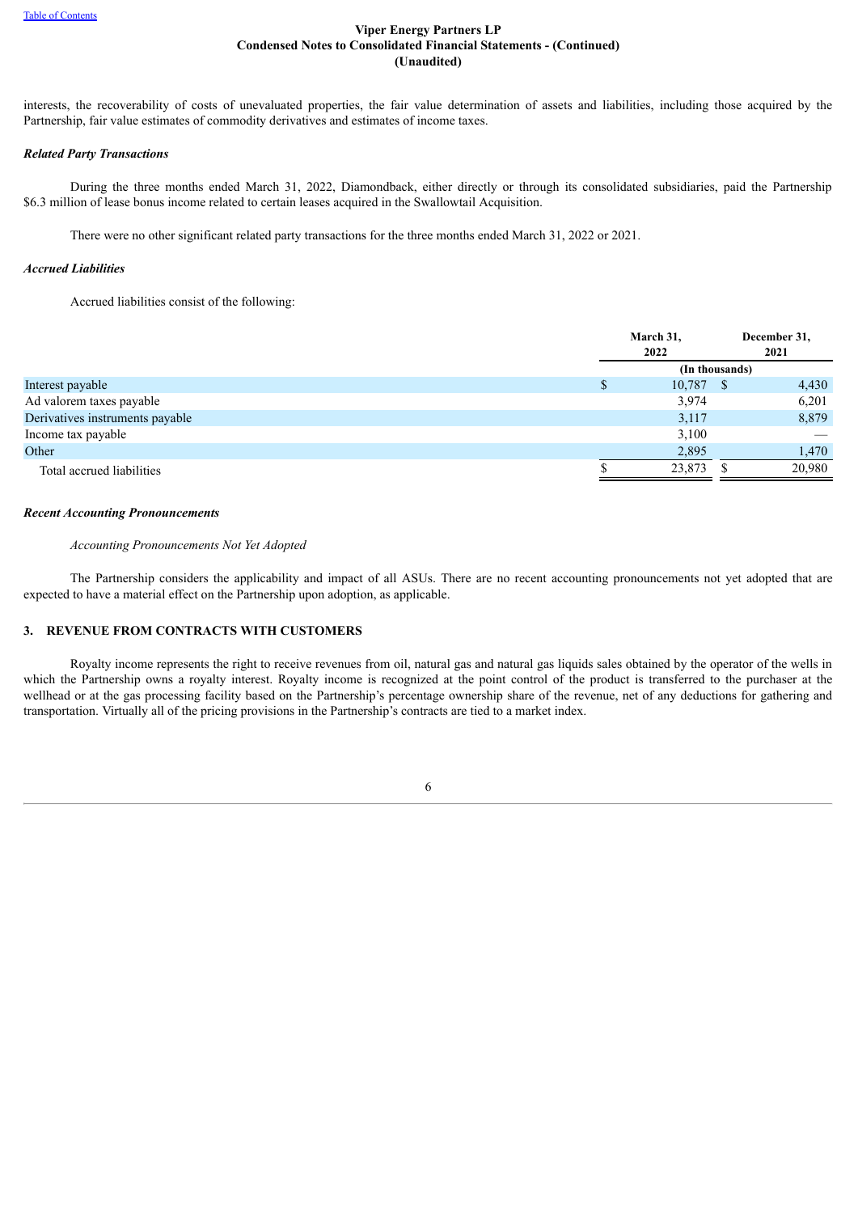interests, the recoverability of costs of unevaluated properties, the fair value determination of assets and liabilities, including those acquired by the Partnership, fair value estimates of commodity derivatives and estimates of income taxes.

***Related Party Transactions***

During the three months ended March 31, 2022, Diamondback, either directly or through its consolidated subsidiaries, paid the Partnership $6.3 million of lease bonus income related to certain leases acquired in the Swallowtail Acquisition.

There were no other significant related party transactions for the three months ended March 31, 2022 or 2021.

***Accrued Liabilities***

Accrued liabilities consist of the following:

| | March 31, 2022 | December 31, 2021 |
|---|---|---|
| | (In thousands) | |
| Interest payable | $ 10,787 | $ 4,430 |
| Ad valorem taxes payable | 3,974 | 6,201 |
| Derivatives instruments payable | 3,117 | 8,879 |
| Income tax payable | 3,100 | — |
| Other | 2,895 | 1,470 |
| Total accrued liabilities | $ 23,873 | $ 20,980 |

***Recent Accounting Pronouncements***

*Accounting Pronouncements Not Yet Adopted*

The Partnership considers the applicability and impact of all ASUs. There are no recent accounting pronouncements not yet adopted that are expected to have a material effect on the Partnership upon adoption, as applicable.

## 3. REVENUE FROM CONTRACTS WITH CUSTOMERS

Royalty income represents the right to receive revenues from oil, natural gas and natural gas liquids sales obtained by the operator of the wells in which the Partnership owns a royalty interest. Royalty income is recognized at the point control of the product is transferred to the purchaser at the wellhead or at the gas processing facility based on the Partnership's percentage ownership share of the revenue, net of any deductions for gathering and transportation. Virtually all of the pricing provisions in the Partnership's contracts are tied to a market index.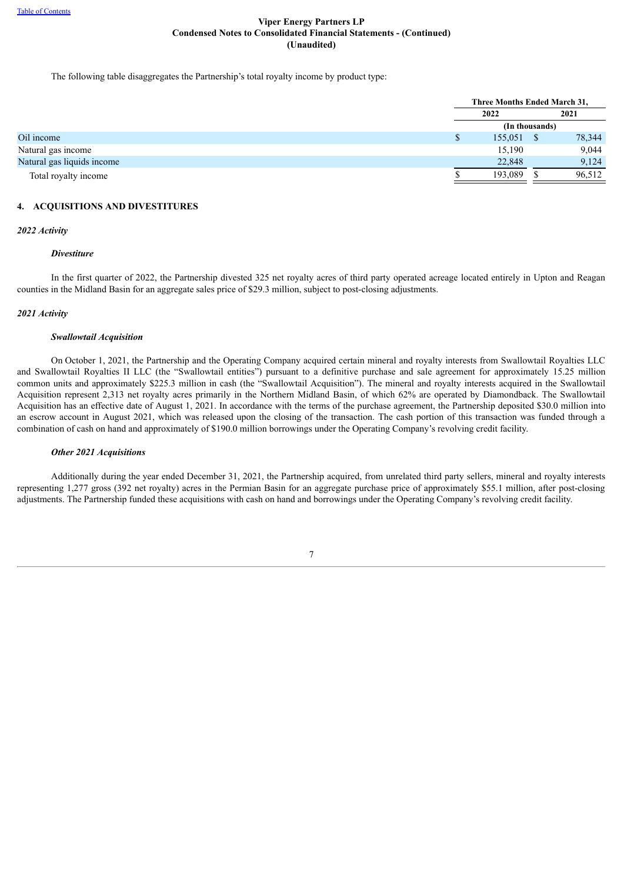**Viper Energy Partners LP**
**Condensed Notes to Consolidated Financial Statements - (Continued)**
**(Unaudited)**

The following table disaggregates the Partnership's total royalty income by product type:

| | Three Months Ended March 31, | |
|---|---|---|
| | 2022 | 2021 |
| | (In thousands) | |
| Oil income | $ 155,051 | $ 78,344 |
| Natural gas income | 15,190 | 9,044 |
| Natural gas liquids income | 22,848 | 9,124 |
| Total royalty income | $ 193,089 | $ 96,512 |

## 4. ACQUISITIONS AND DIVESTITURES

### *2022 Activity*

***Divestiture***

In the first quarter of 2022, the Partnership divested 325 net royalty acres of third party operated acreage located entirely in Upton and Reagan counties in the Midland Basin for an aggregate sales price of $29.3 million, subject to post-closing adjustments.

### *2021 Activity*

***Swallowtail Acquisition***

On October 1, 2021, the Partnership and the Operating Company acquired certain mineral and royalty interests from Swallowtail Royalties LLC and Swallowtail Royalties II LLC (the "Swallowtail entities") pursuant to a definitive purchase and sale agreement for approximately 15.25 million common units and approximately $225.3 million in cash (the "Swallowtail Acquisition"). The mineral and royalty interests acquired in the Swallowtail Acquisition represent 2,313 net royalty acres primarily in the Northern Midland Basin, of which 62% are operated by Diamondback. The Swallowtail Acquisition has an effective date of August 1, 2021. In accordance with the terms of the purchase agreement, the Partnership deposited $30.0 million into an escrow account in August 2021, which was released upon the closing of the transaction. The cash portion of this transaction was funded through a combination of cash on hand and approximately of $190.0 million borrowings under the Operating Company's revolving credit facility.

***Other 2021 Acquisitions***

Additionally during the year ended December 31, 2021, the Partnership acquired, from unrelated third party sellers, mineral and royalty interests representing 1,277 gross (392 net royalty) acres in the Permian Basin for an aggregate purchase price of approximately $55.1 million, after post-closing adjustments. The Partnership funded these acquisitions with cash on hand and borrowings under the Operating Company's revolving credit facility.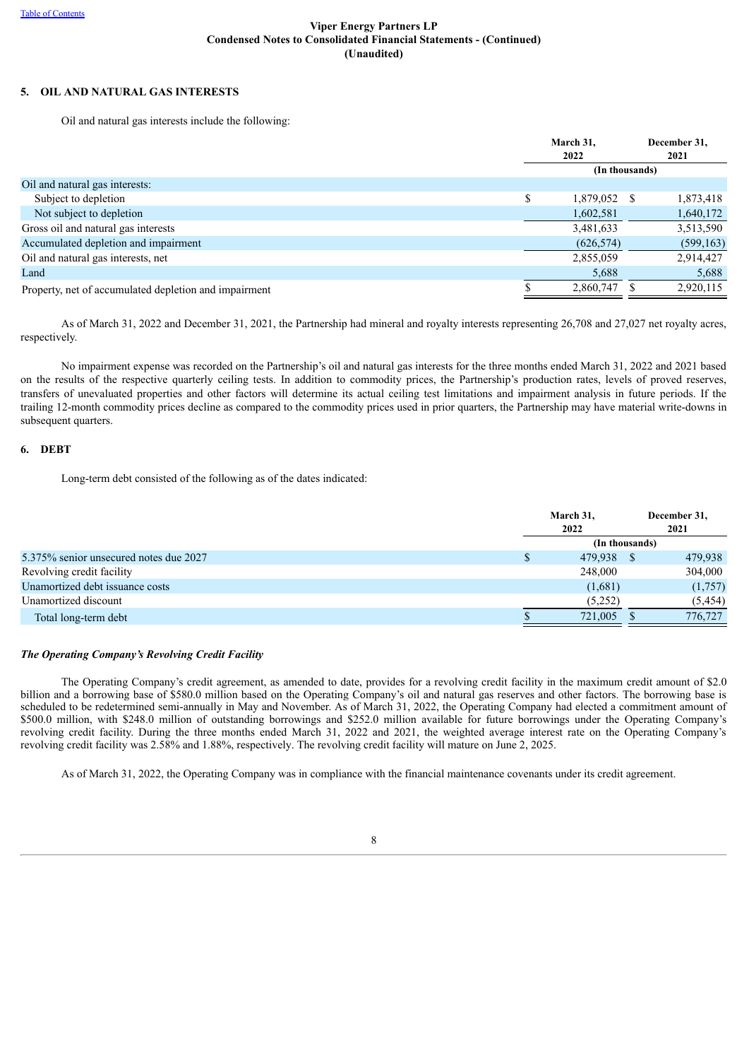Viper Energy Partners LP
Condensed Notes to Consolidated Financial Statements - (Continued)
(Unaudited)

## 5. OIL AND NATURAL GAS INTERESTS

Oil and natural gas interests include the following:

| | March 31, 2022 | December 31, 2021 |
|---|---|---|
| | (In thousands) | |
| Oil and natural gas interests: | | |
| Subject to depletion | $ 1,879,052 | $ 1,873,418 |
| Not subject to depletion | 1,602,581 | 1,640,172 |
| Gross oil and natural gas interests | 3,481,633 | 3,513,590 |
| Accumulated depletion and impairment | (626,574) | (599,163) |
| Oil and natural gas interests, net | 2,855,059 | 2,914,427 |
| Land | 5,688 | 5,688 |
| Property, net of accumulated depletion and impairment | $ 2,860,747 | $ 2,920,115 |

As of March 31, 2022 and December 31, 2021, the Partnership had mineral and royalty interests representing 26,708 and 27,027 net royalty acres, respectively.

No impairment expense was recorded on the Partnership's oil and natural gas interests for the three months ended March 31, 2022 and 2021 based on the results of the respective quarterly ceiling tests. In addition to commodity prices, the Partnership's production rates, levels of proved reserves, transfers of unevaluated properties and other factors will determine its actual ceiling test limitations and impairment analysis in future periods. If the trailing 12-month commodity prices decline as compared to the commodity prices used in prior quarters, the Partnership may have material write-downs in subsequent quarters.

## 6. DEBT

Long-term debt consisted of the following as of the dates indicated:

| | March 31, 2022 | December 31, 2021 |
|---|---|---|
| | (In thousands) | |
| 5.375% senior unsecured notes due 2027 | $ 479,938 | $ 479,938 |
| Revolving credit facility | 248,000 | 304,000 |
| Unamortized debt issuance costs | (1,681) | (1,757) |
| Unamortized discount | (5,252) | (5,454) |
| Total long-term debt | $ 721,005 | $ 776,727 |

### *The Operating Company's Revolving Credit Facility*

The Operating Company's credit agreement, as amended to date, provides for a revolving credit facility in the maximum credit amount of $2.0 billion and a borrowing base of $580.0 million based on the Operating Company's oil and natural gas reserves and other factors. The borrowing base is scheduled to be redetermined semi-annually in May and November. As of March 31, 2022, the Operating Company had elected a commitment amount of $500.0 million, with $248.0 million of outstanding borrowings and $252.0 million available for future borrowings under the Operating Company's revolving credit facility. During the three months ended March 31, 2022 and 2021, the weighted average interest rate on the Operating Company's revolving credit facility was 2.58% and 1.88%, respectively. The revolving credit facility will mature on June 2, 2025.

As of March 31, 2022, the Operating Company was in compliance with the financial maintenance covenants under its credit agreement.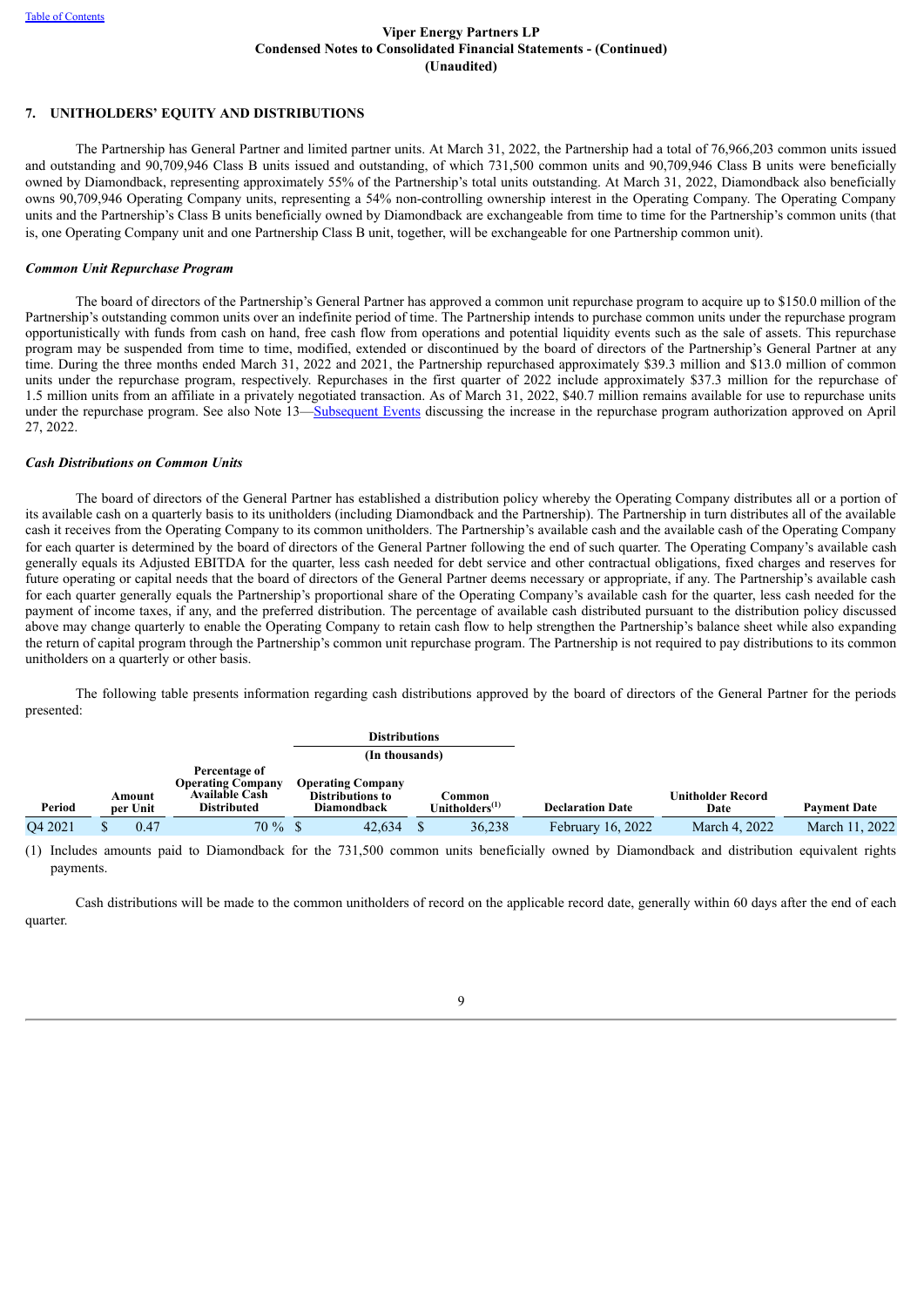## 7. UNITHOLDERS' EQUITY AND DISTRIBUTIONS

The Partnership has General Partner and limited partner units. At March 31, 2022, the Partnership had a total of 76,966,203 common units issued and outstanding and 90,709,946 Class B units issued and outstanding, of which 731,500 common units and 90,709,946 Class B units were beneficially owned by Diamondback, representing approximately 55% of the Partnership's total units outstanding. At March 31, 2022, Diamondback also beneficially owns 90,709,946 Operating Company units, representing a 54% non-controlling ownership interest in the Operating Company. The Operating Company units and the Partnership's Class B units beneficially owned by Diamondback are exchangeable from time to time for the Partnership's common units (that is, one Operating Company unit and one Partnership Class B unit, together, will be exchangeable for one Partnership common unit).

### *Common Unit Repurchase Program*

The board of directors of the Partnership's General Partner has approved a common unit repurchase program to acquire up to $150.0 million of the Partnership's outstanding common units over an indefinite period of time. The Partnership intends to purchase common units under the repurchase program opportunistically with funds from cash on hand, free cash flow from operations and potential liquidity events such as the sale of assets. This repurchase program may be suspended from time to time, modified, extended or discontinued by the board of directors of the Partnership's General Partner at any time. During the three months ended March 31, 2022 and 2021, the Partnership repurchased approximately $39.3 million and $13.0 million of common units under the repurchase program, respectively. Repurchases in the first quarter of 2022 include approximately $37.3 million for the repurchase of 1.5 million units from an affiliate in a privately negotiated transaction. As of March 31, 2022, $40.7 million remains available for use to repurchase units under the repurchase program. See also Note 13—Subsequent Events discussing the increase in the repurchase program authorization approved on April 27, 2022.

### *Cash Distributions on Common Units*

The board of directors of the General Partner has established a distribution policy whereby the Operating Company distributes all or a portion of its available cash on a quarterly basis to its unitholders (including Diamondback and the Partnership). The Partnership in turn distributes all of the available cash it receives from the Operating Company to its common unitholders. The Partnership's available cash and the available cash of the Operating Company for each quarter is determined by the board of directors of the General Partner following the end of such quarter. The Operating Company's available cash generally equals its Adjusted EBITDA for the quarter, less cash needed for debt service and other contractual obligations, fixed charges and reserves for future operating or capital needs that the board of directors of the General Partner deems necessary or appropriate, if any. The Partnership's available cash for each quarter generally equals the Partnership's proportional share of the Operating Company's available cash for the quarter, less cash needed for the payment of income taxes, if any, and the preferred distribution. The percentage of available cash distributed pursuant to the distribution policy discussed above may change quarterly to enable the Operating Company to retain cash flow to help strengthen the Partnership's balance sheet while also expanding the return of capital program through the Partnership's common unit repurchase program. The Partnership is not required to pay distributions to its common unitholders on a quarterly or other basis.

The following table presents information regarding cash distributions approved by the board of directors of the General Partner for the periods presented:

| | | | Distributions (In thousands) | | | | |
|---|---|---|---|---|---|---|---|
| Period | Amount per Unit | Percentage of Operating Company Available Cash Distributed | Operating Company Distributions to Diamondback | Common Unitholders[(1)] | Declaration Date | Unitholder Record Date | Payment Date |
| Q4 2021 | $ 0.47 | 70 % | $ 42,634 | $ 36,238 | February 16, 2022 | March 4, 2022 | March 11, 2022 |

(1) Includes amounts paid to Diamondback for the 731,500 common units beneficially owned by Diamondback and distribution equivalent rights payments.

Cash distributions will be made to the common unitholders of record on the applicable record date, generally within 60 days after the end of each quarter.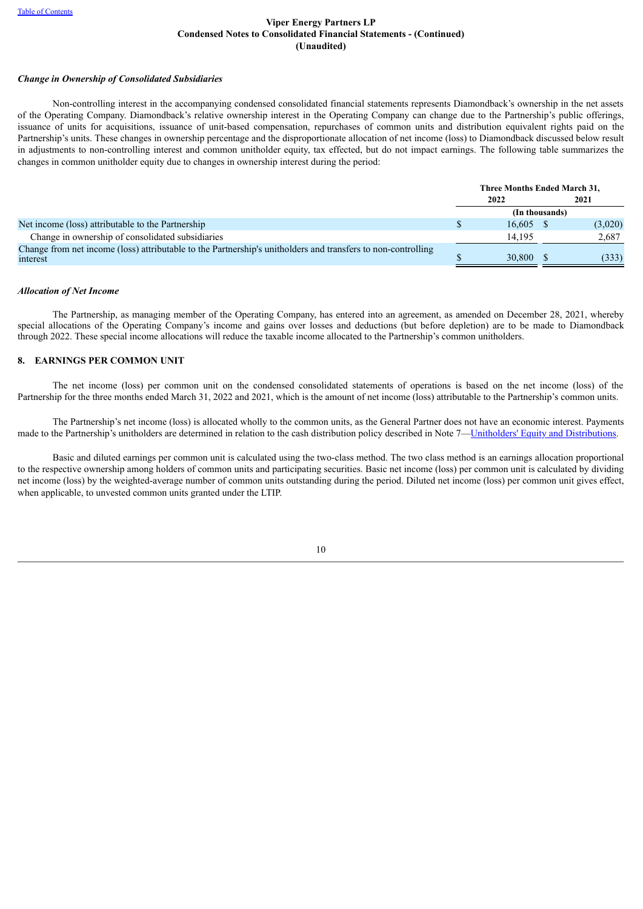### *Change in Ownership of Consolidated Subsidiaries*

Non-controlling interest in the accompanying condensed consolidated financial statements represents Diamondback's ownership in the net assets of the Operating Company. Diamondback's relative ownership interest in the Operating Company can change due to the Partnership's public offerings, issuance of units for acquisitions, issuance of unit-based compensation, repurchases of common units and distribution equivalent rights paid on the Partnership's units. These changes in ownership percentage and the disproportionate allocation of net income (loss) to Diamondback discussed below result in adjustments to non-controlling interest and common unitholder equity, tax effected, but do not impact earnings. The following table summarizes the changes in common unitholder equity due to changes in ownership interest during the period:

| | Three Months Ended March 31, | |
|---|---|---|
| | 2022 | 2021 |
| | (In thousands) | |
| Net income (loss) attributable to the Partnership | $ 16,605 | $ (3,020) |
| Change in ownership of consolidated subsidiaries | 14,195 | 2,687 |
| Change from net income (loss) attributable to the Partnership's unitholders and transfers to non-controlling interest | $ 30,800 | $ (333) |

### *Allocation of Net Income*

The Partnership, as managing member of the Operating Company, has entered into an agreement, as amended on December 28, 2021, whereby special allocations of the Operating Company's income and gains over losses and deductions (but before depletion) are to be made to Diamondback through 2022. These special income allocations will reduce the taxable income allocated to the Partnership's common unitholders.

## 8. EARNINGS PER COMMON UNIT

The net income (loss) per common unit on the condensed consolidated statements of operations is based on the net income (loss) of the Partnership for the three months ended March 31, 2022 and 2021, which is the amount of net income (loss) attributable to the Partnership's common units.

The Partnership's net income (loss) is allocated wholly to the common units, as the General Partner does not have an economic interest. Payments made to the Partnership's unitholders are determined in relation to the cash distribution policy described in Note 7—Unitholders' Equity and Distributions.

Basic and diluted earnings per common unit is calculated using the two-class method. The two class method is an earnings allocation proportional to the respective ownership among holders of common units and participating securities. Basic net income (loss) per common unit is calculated by dividing net income (loss) by the weighted-average number of common units outstanding during the period. Diluted net income (loss) per common unit gives effect, when applicable, to unvested common units granted under the LTIP.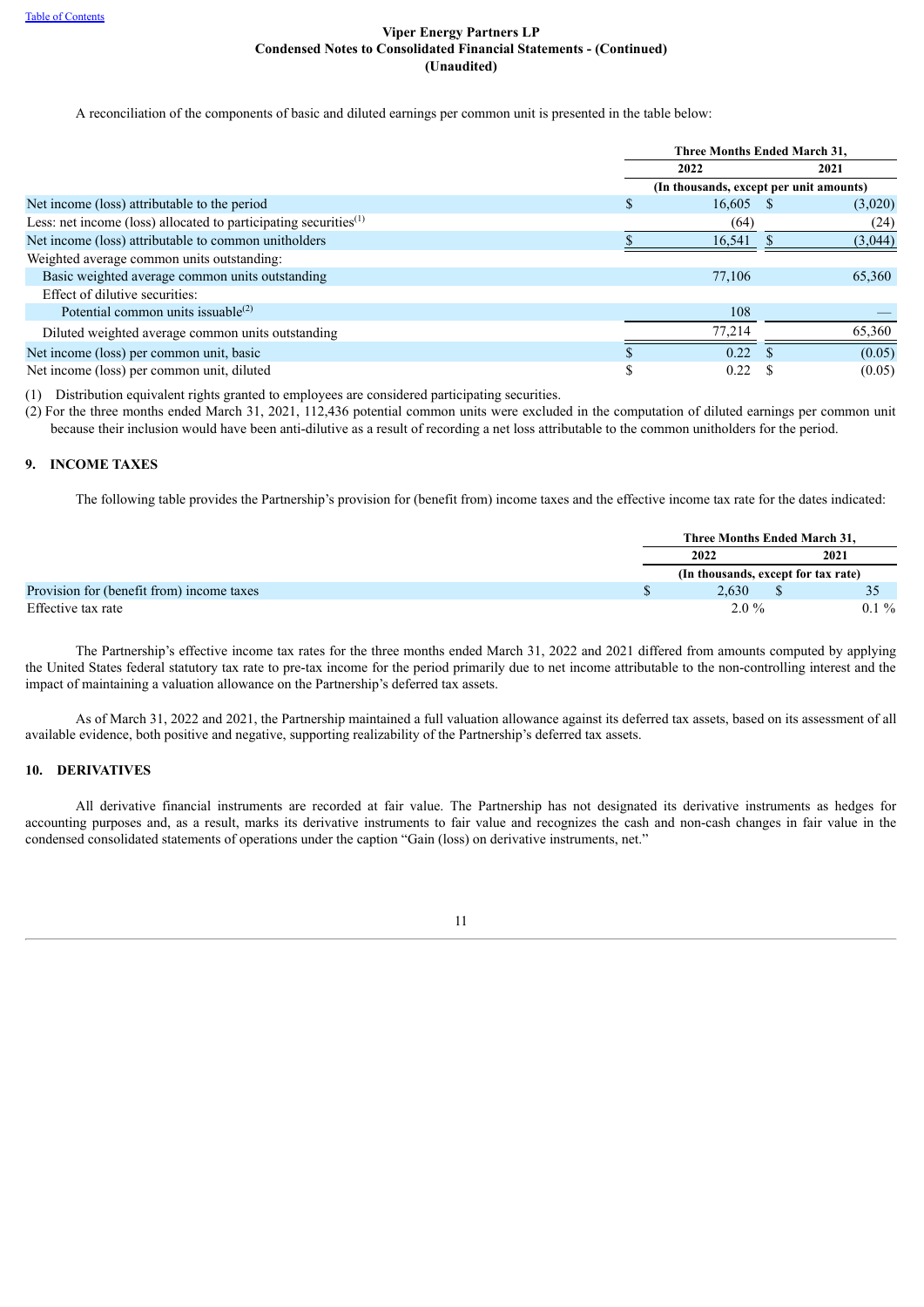A reconciliation of the components of basic and diluted earnings per common unit is presented in the table below:

| | Three Months Ended March 31, | |
|---|---|---|
| | 2022 | 2021 |
| | (In thousands, except per unit amounts) | |
| Net income (loss) attributable to the period | $ 16,605 | $ (3,020) |
| Less: net income (loss) allocated to participating securities[1] | (64) | (24) |
| Net income (loss) attributable to common unitholders | $ 16,541 | $ (3,044) |
| Weighted average common units outstanding: | | |
| Basic weighted average common units outstanding | 77,106 | 65,360 |
| Effect of dilutive securities: | | |
| Potential common units issuable[2] | 108 | — |
| Diluted weighted average common units outstanding | 77,214 | 65,360 |
| Net income (loss) per common unit, basic | $ 0.22 | $ (0.05) |
| Net income (loss) per common unit, diluted | $ 0.22 | $ (0.05) |

(1) Distribution equivalent rights granted to employees are considered participating securities.

(2) For the three months ended March 31, 2021, 112,436 potential common units were excluded in the computation of diluted earnings per common unit because their inclusion would have been anti-dilutive as a result of recording a net loss attributable to the common unitholders for the period.

## 9. INCOME TAXES

The following table provides the Partnership's provision for (benefit from) income taxes and the effective income tax rate for the dates indicated:

| | Three Months Ended March 31, | |
|---|---|---|
| | 2022 | 2021 |
| | (In thousands, except for tax rate) | |
| Provision for (benefit from) income taxes | $ 2,630 | $ 35 |
| Effective tax rate | 2.0 % | 0.1 % |

The Partnership's effective income tax rates for the three months ended March 31, 2022 and 2021 differed from amounts computed by applying the United States federal statutory tax rate to pre-tax income for the period primarily due to net income attributable to the non-controlling interest and the impact of maintaining a valuation allowance on the Partnership's deferred tax assets.

As of March 31, 2022 and 2021, the Partnership maintained a full valuation allowance against its deferred tax assets, based on its assessment of all available evidence, both positive and negative, supporting realizability of the Partnership's deferred tax assets.

## 10. DERIVATIVES

All derivative financial instruments are recorded at fair value. The Partnership has not designated its derivative instruments as hedges for accounting purposes and, as a result, marks its derivative instruments to fair value and recognizes the cash and non-cash changes in fair value in the condensed consolidated statements of operations under the caption "Gain (loss) on derivative instruments, net."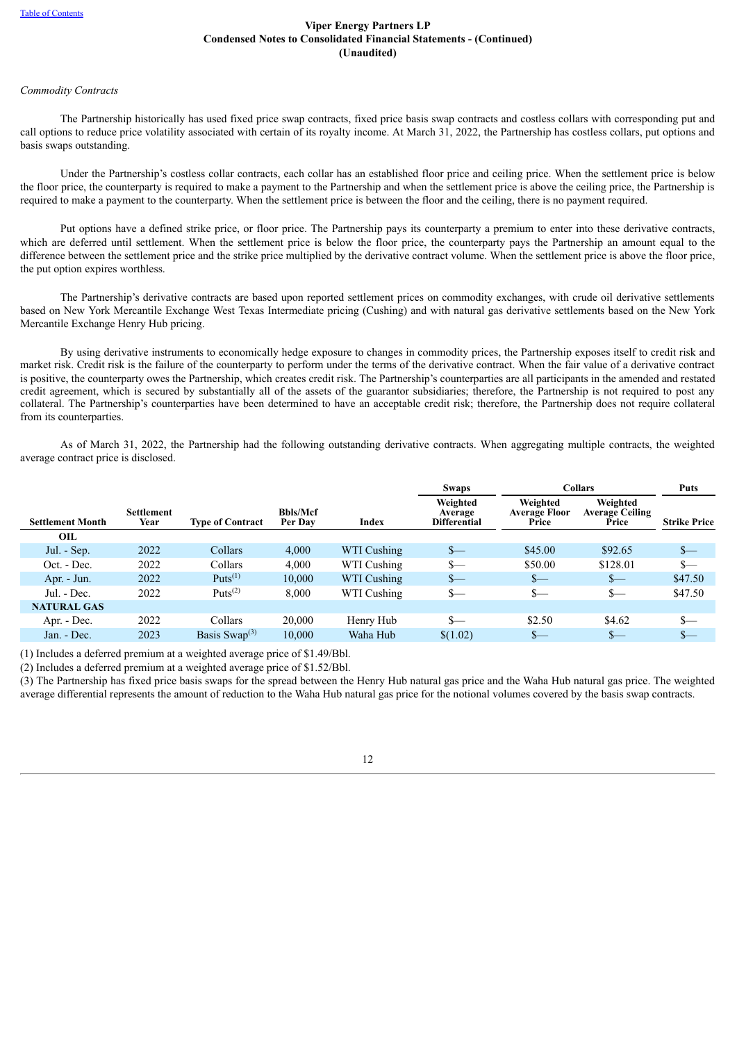*Commodity Contracts*

The Partnership historically has used fixed price swap contracts, fixed price basis swap contracts and costless collars with corresponding put and call options to reduce price volatility associated with certain of its royalty income. At March 31, 2022, the Partnership has costless collars, put options and basis swaps outstanding.

Under the Partnership's costless collar contracts, each collar has an established floor price and ceiling price. When the settlement price is below the floor price, the counterparty is required to make a payment to the Partnership and when the settlement price is above the ceiling price, the Partnership is required to make a payment to the counterparty. When the settlement price is between the floor and the ceiling, there is no payment required.

Put options have a defined strike price, or floor price. The Partnership pays its counterparty a premium to enter into these derivative contracts, which are deferred until settlement. When the settlement price is below the floor price, the counterparty pays the Partnership an amount equal to the difference between the settlement price and the strike price multiplied by the derivative contract volume. When the settlement price is above the floor price, the put option expires worthless.

The Partnership's derivative contracts are based upon reported settlement prices on commodity exchanges, with crude oil derivative settlements based on New York Mercantile Exchange West Texas Intermediate pricing (Cushing) and with natural gas derivative settlements based on the New York Mercantile Exchange Henry Hub pricing.

By using derivative instruments to economically hedge exposure to changes in commodity prices, the Partnership exposes itself to credit risk and market risk. Credit risk is the failure of the counterparty to perform under the terms of the derivative contract. When the fair value of a derivative contract is positive, the counterparty owes the Partnership, which creates credit risk. The Partnership's counterparties are all participants in the amended and restated credit agreement, which is secured by substantially all of the assets of the guarantor subsidiaries; therefore, the Partnership is not required to post any collateral. The Partnership's counterparties have been determined to have an acceptable credit risk; therefore, the Partnership does not require collateral from its counterparties.

As of March 31, 2022, the Partnership had the following outstanding derivative contracts. When aggregating multiple contracts, the weighted average contract price is disclosed.

| | | | | | Swaps | Collars | | Puts |
|---|---|---|---|---|---|---|---|---|
| **Settlement Month** | **Settlement Year** | **Type of Contract** | **Bbls/Mcf Per Day** | **Index** | **Weighted Average Differential** | **Weighted Average Floor Price** | **Weighted Average Ceiling Price** | **Strike Price** |
| **OIL** | | | | | | | | |
| Jul. - Sep. | 2022 | Collars | 4,000 | WTI Cushing | $— | $45.00 | $92.65 | $— |
| Oct. - Dec. | 2022 | Collars | 4,000 | WTI Cushing | $— | $50.00 | $128.01 | $— |
| Apr. - Jun. | 2022 | Puts[1] | 10,000 | WTI Cushing | $— | $— | $— | $47.50 |
| Jul. - Dec. | 2022 | Puts[2] | 8,000 | WTI Cushing | $— | $— | $— | $47.50 |
| **NATURAL GAS** | | | | | | | | |
| Apr. - Dec. | 2022 | Collars | 20,000 | Henry Hub | $— | $2.50 | $4.62 | $— |
| Jan. - Dec. | 2023 | Basis Swap[3] | 10,000 | Waha Hub | $(1.02) | $— | $— | $— |

(1) Includes a deferred premium at a weighted average price of $1.49/Bbl.

(2) Includes a deferred premium at a weighted average price of $1.52/Bbl.

(3) The Partnership has fixed price basis swaps for the spread between the Henry Hub natural gas price and the Waha Hub natural gas price. The weighted average differential represents the amount of reduction to the Waha Hub natural gas price for the notional volumes covered by the basis swap contracts.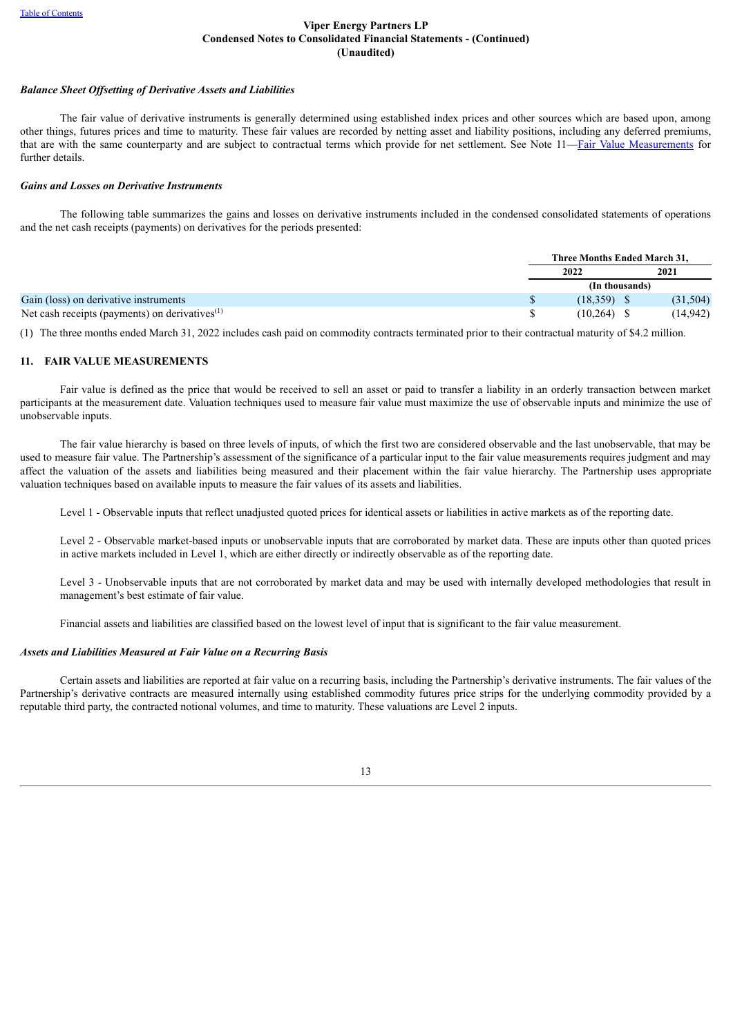*Balance Sheet Offsetting of Derivative Assets and Liabilities*

The fair value of derivative instruments is generally determined using established index prices and other sources which are based upon, among other things, futures prices and time to maturity. These fair values are recorded by netting asset and liability positions, including any deferred premiums, that are with the same counterparty and are subject to contractual terms which provide for net settlement. See Note 11—Fair Value Measurements for further details.

*Gains and Losses on Derivative Instruments*

The following table summarizes the gains and losses on derivative instruments included in the condensed consolidated statements of operations and the net cash receipts (payments) on derivatives for the periods presented:

| | Three Months Ended March 31, | |
|---|---|---|
| | 2022 | 2021 |
| | (In thousands) | |
| Gain (loss) on derivative instruments | $ (18,359) | $ (31,504) |
| Net cash receipts (payments) on derivatives[(1)] | $ (10,264) | $ (14,942) |

(1) The three months ended March 31, 2022 includes cash paid on commodity contracts terminated prior to their contractual maturity of $4.2 million.

## 11. FAIR VALUE MEASUREMENTS

Fair value is defined as the price that would be received to sell an asset or paid to transfer a liability in an orderly transaction between market participants at the measurement date. Valuation techniques used to measure fair value must maximize the use of observable inputs and minimize the use of unobservable inputs.

The fair value hierarchy is based on three levels of inputs, of which the first two are considered observable and the last unobservable, that may be used to measure fair value. The Partnership's assessment of the significance of a particular input to the fair value measurements requires judgment and may affect the valuation of the assets and liabilities being measured and their placement within the fair value hierarchy. The Partnership uses appropriate valuation techniques based on available inputs to measure the fair values of its assets and liabilities.

Level 1 - Observable inputs that reflect unadjusted quoted prices for identical assets or liabilities in active markets as of the reporting date.

Level 2 - Observable market-based inputs or unobservable inputs that are corroborated by market data. These are inputs other than quoted prices in active markets included in Level 1, which are either directly or indirectly observable as of the reporting date.

Level 3 - Unobservable inputs that are not corroborated by market data and may be used with internally developed methodologies that result in management's best estimate of fair value.

Financial assets and liabilities are classified based on the lowest level of input that is significant to the fair value measurement.

*Assets and Liabilities Measured at Fair Value on a Recurring Basis*

Certain assets and liabilities are reported at fair value on a recurring basis, including the Partnership's derivative instruments. The fair values of the Partnership's derivative contracts are measured internally using established commodity futures price strips for the underlying commodity provided by a reputable third party, the contracted notional volumes, and time to maturity. These valuations are Level 2 inputs.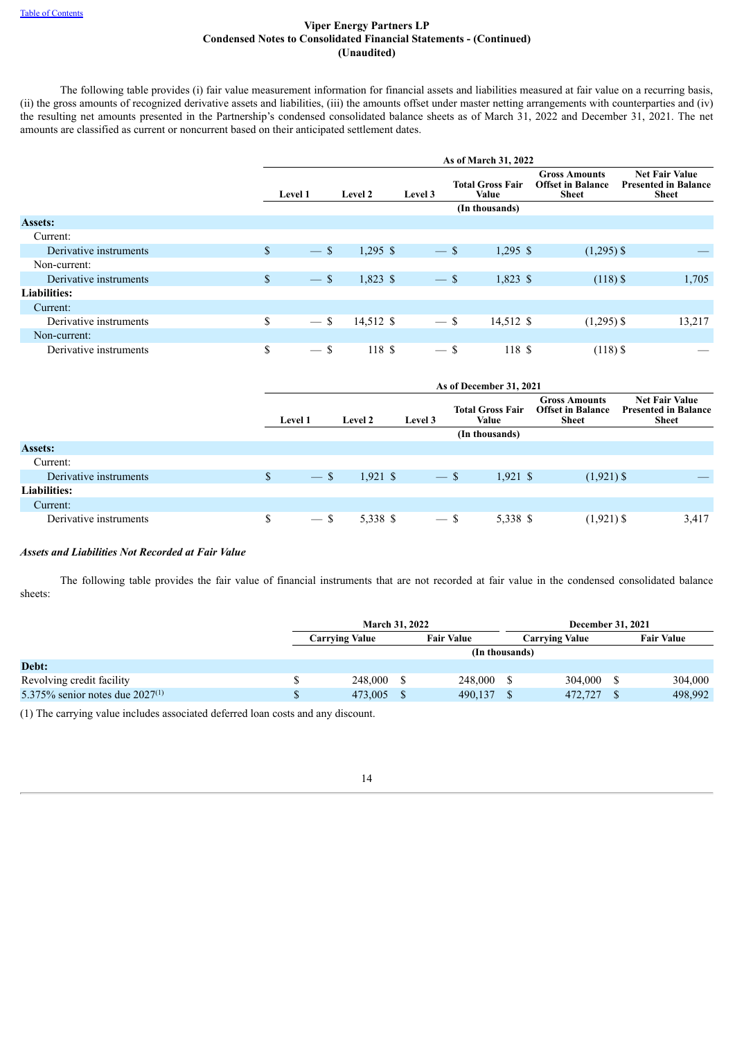The following table provides (i) fair value measurement information for financial assets and liabilities measured at fair value on a recurring basis, (ii) the gross amounts of recognized derivative assets and liabilities, (iii) the amounts offset under master netting arrangements with counterparties and (iv) the resulting net amounts presented in the Partnership's condensed consolidated balance sheets as of March 31, 2022 and December 31, 2021. The net amounts are classified as current or noncurrent based on their anticipated settlement dates.

| | As of March 31, 2022 | | | | | |
|---|---|---|---|---|---|---|
| | Level 1 | Level 2 | Level 3 | Total Gross Fair Value | Gross Amounts Offset in Balance Sheet | Net Fair Value Presented in Balance Sheet |
| | (In thousands) | | | | | |
| **Assets:** | | | | | | |
| Current: | | | | | | |
| Derivative instruments | $ — | $ 1,295 | $ — | $ 1,295 | $ (1,295) | $ — |
| Non-current: | | | | | | |
| Derivative instruments | $ — | $ 1,823 | $ — | $ 1,823 | $ (118) | $ 1,705 |
| **Liabilities:** | | | | | | |
| Current: | | | | | | |
| Derivative instruments | $ — | $ 14,512 | $ — | $ 14,512 | $ (1,295) | $ 13,217 |
| Non-current: | | | | | | |
| Derivative instruments | $ — | $ 118 | $ — | $ 118 | $ (118) | $ — |

| | As of December 31, 2021 | | | | | |
|---|---|---|---|---|---|---|
| | Level 1 | Level 2 | Level 3 | Total Gross Fair Value | Gross Amounts Offset in Balance Sheet | Net Fair Value Presented in Balance Sheet |
| | (In thousands) | | | | | |
| **Assets:** | | | | | | |
| Current: | | | | | | |
| Derivative instruments | $ — | $ 1,921 | $ — | $ 1,921 | $ (1,921) | $ — |
| **Liabilities:** | | | | | | |
| Current: | | | | | | |
| Derivative instruments | $ — | $ 5,338 | $ — | $ 5,338 | $ (1,921) | $ 3,417 |

***Assets and Liabilities Not Recorded at Fair Value***

The following table provides the fair value of financial instruments that are not recorded at fair value in the condensed consolidated balance sheets:

| | March 31, 2022 | | December 31, 2021 | |
|---|---|---|---|---|
| | Carrying Value | Fair Value | Carrying Value | Fair Value |
| | (In thousands) | | | |
| **Debt:** | | | | |
| Revolving credit facility | $ 248,000 | $ 248,000 | $ 304,000 | $ 304,000 |
| 5.375% senior notes due 2027[(1)] | $ 473,005 | $ 490,137 | $ 472,727 | $ 498,992 |

(1) The carrying value includes associated deferred loan costs and any discount.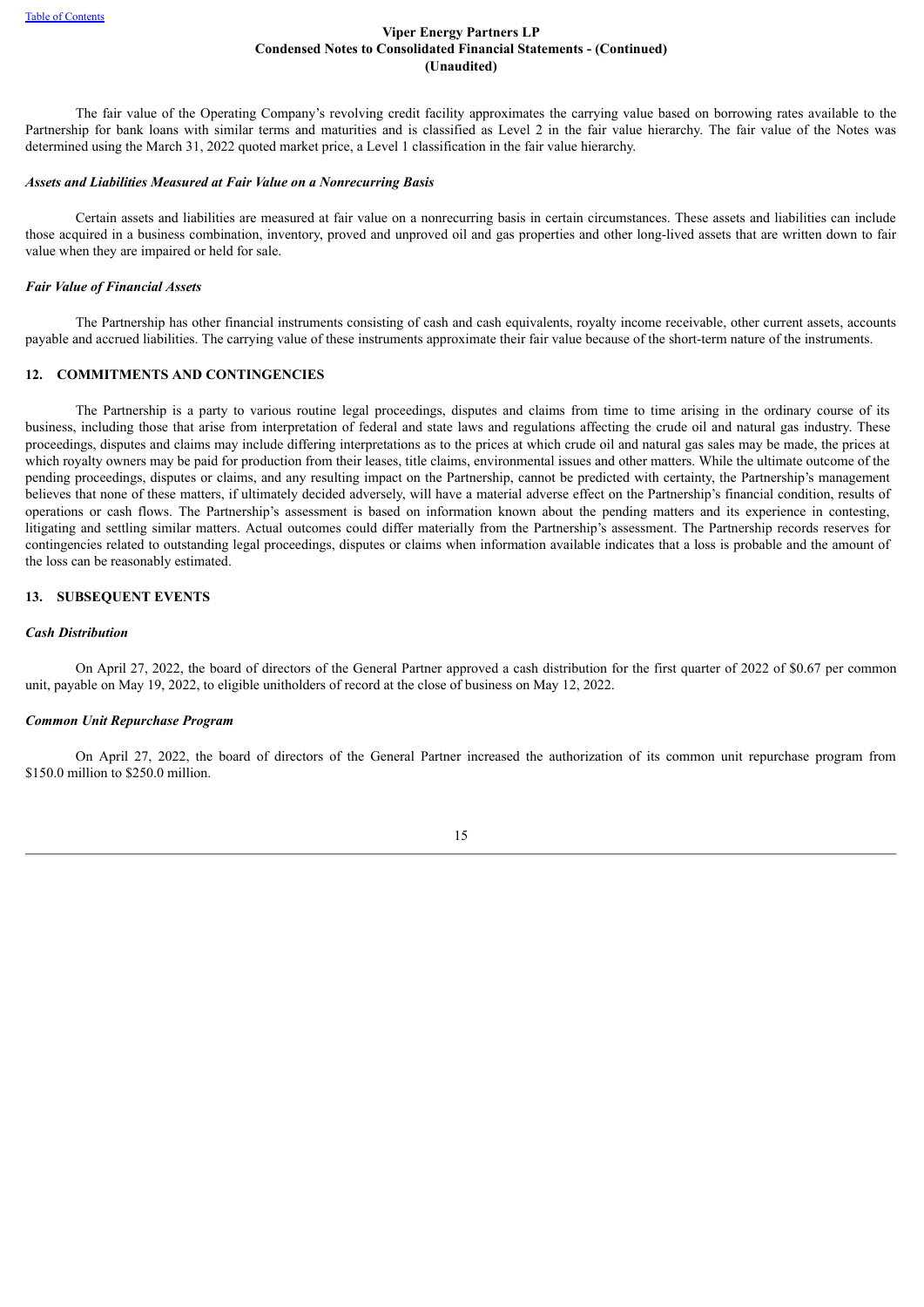The fair value of the Operating Company's revolving credit facility approximates the carrying value based on borrowing rates available to the Partnership for bank loans with similar terms and maturities and is classified as Level 2 in the fair value hierarchy. The fair value of the Notes was determined using the March 31, 2022 quoted market price, a Level 1 classification in the fair value hierarchy.

***Assets and Liabilities Measured at Fair Value on a Nonrecurring Basis***

Certain assets and liabilities are measured at fair value on a nonrecurring basis in certain circumstances. These assets and liabilities can include those acquired in a business combination, inventory, proved and unproved oil and gas properties and other long-lived assets that are written down to fair value when they are impaired or held for sale.

***Fair Value of Financial Assets***

The Partnership has other financial instruments consisting of cash and cash equivalents, royalty income receivable, other current assets, accounts payable and accrued liabilities. The carrying value of these instruments approximate their fair value because of the short-term nature of the instruments.

## 12. COMMITMENTS AND CONTINGENCIES

The Partnership is a party to various routine legal proceedings, disputes and claims from time to time arising in the ordinary course of its business, including those that arise from interpretation of federal and state laws and regulations affecting the crude oil and natural gas industry. These proceedings, disputes and claims may include differing interpretations as to the prices at which crude oil and natural gas sales may be made, the prices at which royalty owners may be paid for production from their leases, title claims, environmental issues and other matters. While the ultimate outcome of the pending proceedings, disputes or claims, and any resulting impact on the Partnership, cannot be predicted with certainty, the Partnership's management believes that none of these matters, if ultimately decided adversely, will have a material adverse effect on the Partnership's financial condition, results of operations or cash flows. The Partnership's assessment is based on information known about the pending matters and its experience in contesting, litigating and settling similar matters. Actual outcomes could differ materially from the Partnership's assessment. The Partnership records reserves for contingencies related to outstanding legal proceedings, disputes or claims when information available indicates that a loss is probable and the amount of the loss can be reasonably estimated.

## 13. SUBSEQUENT EVENTS

***Cash Distribution***

On April 27, 2022, the board of directors of the General Partner approved a cash distribution for the first quarter of 2022 of $0.67 per common unit, payable on May 19, 2022, to eligible unitholders of record at the close of business on May 12, 2022.

***Common Unit Repurchase Program***

On April 27, 2022, the board of directors of the General Partner increased the authorization of its common unit repurchase program from $150.0 million to $250.0 million.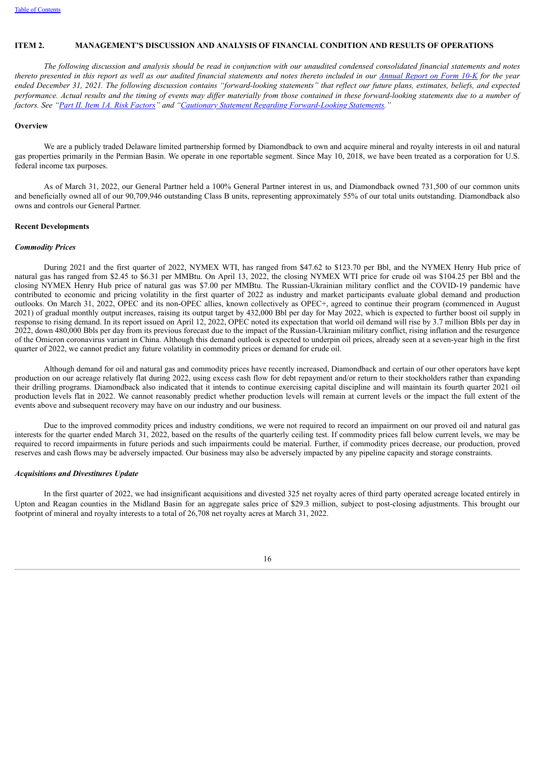## ITEM 2. MANAGEMENT'S DISCUSSION AND ANALYSIS OF FINANCIAL CONDITION AND RESULTS OF OPERATIONS

*The following discussion and analysis should be read in conjunction with our unaudited condensed consolidated financial statements and notes thereto presented in this report as well as our audited financial statements and notes thereto included in our Annual Report on Form 10-K for the year ended December 31, 2021. The following discussion contains "forward-looking statements" that reflect our future plans, estimates, beliefs, and expected performance. Actual results and the timing of events may differ materially from those contained in these forward-looking statements due to a number of factors. See "Part II. Item 1A. Risk Factors" and "Cautionary Statement Regarding Forward-Looking Statements."*

### Overview

We are a publicly traded Delaware limited partnership formed by Diamondback to own and acquire mineral and royalty interests in oil and natural gas properties primarily in the Permian Basin. We operate in one reportable segment. Since May 10, 2018, we have been treated as a corporation for U.S. federal income tax purposes.

As of March 31, 2022, our General Partner held a 100% General Partner interest in us, and Diamondback owned 731,500 of our common units and beneficially owned all of our 90,709,946 outstanding Class B units, representing approximately 55% of our total units outstanding. Diamondback also owns and controls our General Partner.

### Recent Developments

#### *Commodity Prices*

During 2021 and the first quarter of 2022, NYMEX WTI, has ranged from $47.62 to $123.70 per Bbl, and the NYMEX Henry Hub price of natural gas has ranged from $2.45 to $6.31 per MMBtu. On April 13, 2022, the closing NYMEX WTI price for crude oil was $104.25 per Bbl and the closing NYMEX Henry Hub price of natural gas was $7.00 per MMBtu. The Russian-Ukrainian military conflict and the COVID-19 pandemic have contributed to economic and pricing volatility in the first quarter of 2022 as industry and market participants evaluate global demand and production outlooks. On March 31, 2022, OPEC and its non-OPEC allies, known collectively as OPEC+, agreed to continue their program (commenced in August 2021) of gradual monthly output increases, raising its output target by 432,000 Bbl per day for May 2022, which is expected to further boost oil supply in response to rising demand. In its report issued on April 12, 2022, OPEC noted its expectation that world oil demand will rise by 3.7 million Bbls per day in 2022, down 480,000 Bbls per day from its previous forecast due to the impact of the Russian-Ukrainian military conflict, rising inflation and the resurgence of the Omicron coronavirus variant in China. Although this demand outlook is expected to underpin oil prices, already seen at a seven-year high in the first quarter of 2022, we cannot predict any future volatility in commodity prices or demand for crude oil.

Although demand for oil and natural gas and commodity prices have recently increased, Diamondback and certain of our other operators have kept production on our acreage relatively flat during 2022, using excess cash flow for debt repayment and/or return to their stockholders rather than expanding their drilling programs. Diamondback also indicated that it intends to continue exercising capital discipline and will maintain its fourth quarter 2021 oil production levels flat in 2022. We cannot reasonably predict whether production levels will remain at current levels or the impact the full extent of the events above and subsequent recovery may have on our industry and our business.

Due to the improved commodity prices and industry conditions, we were not required to record an impairment on our proved oil and natural gas interests for the quarter ended March 31, 2022, based on the results of the quarterly ceiling test. If commodity prices fall below current levels, we may be required to record impairments in future periods and such impairments could be material. Further, if commodity prices decrease, our production, proved reserves and cash flows may be adversely impacted. Our business may also be adversely impacted by any pipeline capacity and storage constraints.

#### *Acquisitions and Divestitures Update*

In the first quarter of 2022, we had insignificant acquisitions and divested 325 net royalty acres of third party operated acreage located entirely in Upton and Reagan counties in the Midland Basin for an aggregate sales price of $29.3 million, subject to post-closing adjustments. This brought our footprint of mineral and royalty interests to a total of 26,708 net royalty acres at March 31, 2022.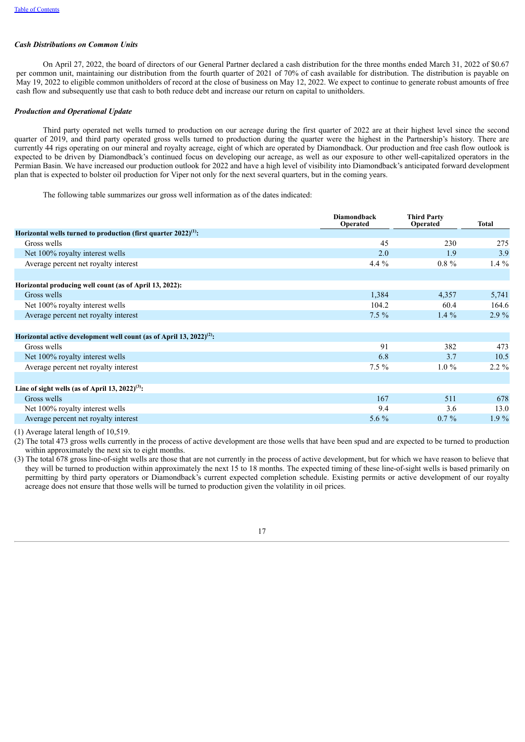### *Cash Distributions on Common Units*

On April 27, 2022, the board of directors of our General Partner declared a cash distribution for the three months ended March 31, 2022 of $0.67 per common unit, maintaining our distribution from the fourth quarter of 2021 of 70% of cash available for distribution. The distribution is payable on May 19, 2022 to eligible common unitholders of record at the close of business on May 12, 2022. We expect to continue to generate robust amounts of free cash flow and subsequently use that cash to both reduce debt and increase our return on capital to unitholders.

### *Production and Operational Update*

Third party operated net wells turned to production on our acreage during the first quarter of 2022 are at their highest level since the second quarter of 2019, and third party operated gross wells turned to production during the quarter were the highest in the Partnership's history. There are currently 44 rigs operating on our mineral and royalty acreage, eight of which are operated by Diamondback. Our production and free cash flow outlook is expected to be driven by Diamondback's continued focus on developing our acreage, as well as our exposure to other well-capitalized operators in the Permian Basin. We have increased our production outlook for 2022 and have a high level of visibility into Diamondback's anticipated forward development plan that is expected to bolster oil production for Viper not only for the next several quarters, but in the coming years.

The following table summarizes our gross well information as of the dates indicated:

| | Diamondback Operated | Third Party Operated | Total |
|---|---|---|---|
| **Horizontal wells turned to production (first quarter 2022)[(1)]:** | | | |
| Gross wells | 45 | 230 | 275 |
| Net 100% royalty interest wells | 2.0 | 1.9 | 3.9 |
| Average percent net royalty interest | 4.4 % | 0.8 % | 1.4 % |
| | | | |
| **Horizontal producing well count (as of April 13, 2022):** | | | |
| Gross wells | 1,384 | 4,357 | 5,741 |
| Net 100% royalty interest wells | 104.2 | 60.4 | 164.6 |
| Average percent net royalty interest | 7.5 % | 1.4 % | 2.9 % |
| | | | |
| **Horizontal active development well count (as of April 13, 2022)[(2)]:** | | | |
| Gross wells | 91 | 382 | 473 |
| Net 100% royalty interest wells | 6.8 | 3.7 | 10.5 |
| Average percent net royalty interest | 7.5 % | 1.0 % | 2.2 % |
| | | | |
| **Line of sight wells (as of April 13, 2022)[(3)]:** | | | |
| Gross wells | 167 | 511 | 678 |
| Net 100% royalty interest wells | 9.4 | 3.6 | 13.0 |
| Average percent net royalty interest | 5.6 % | 0.7 % | 1.9 % |

(1) Average lateral length of 10,519.

(2) The total 473 gross wells currently in the process of active development are those wells that have been spud and are expected to be turned to production within approximately the next six to eight months.

(3) The total 678 gross line-of-sight wells are those that are not currently in the process of active development, but for which we have reason to believe that they will be turned to production within approximately the next 15 to 18 months. The expected timing of these line-of-sight wells is based primarily on permitting by third party operators or Diamondback's current expected completion schedule. Existing permits or active development of our royalty acreage does not ensure that those wells will be turned to production given the volatility in oil prices.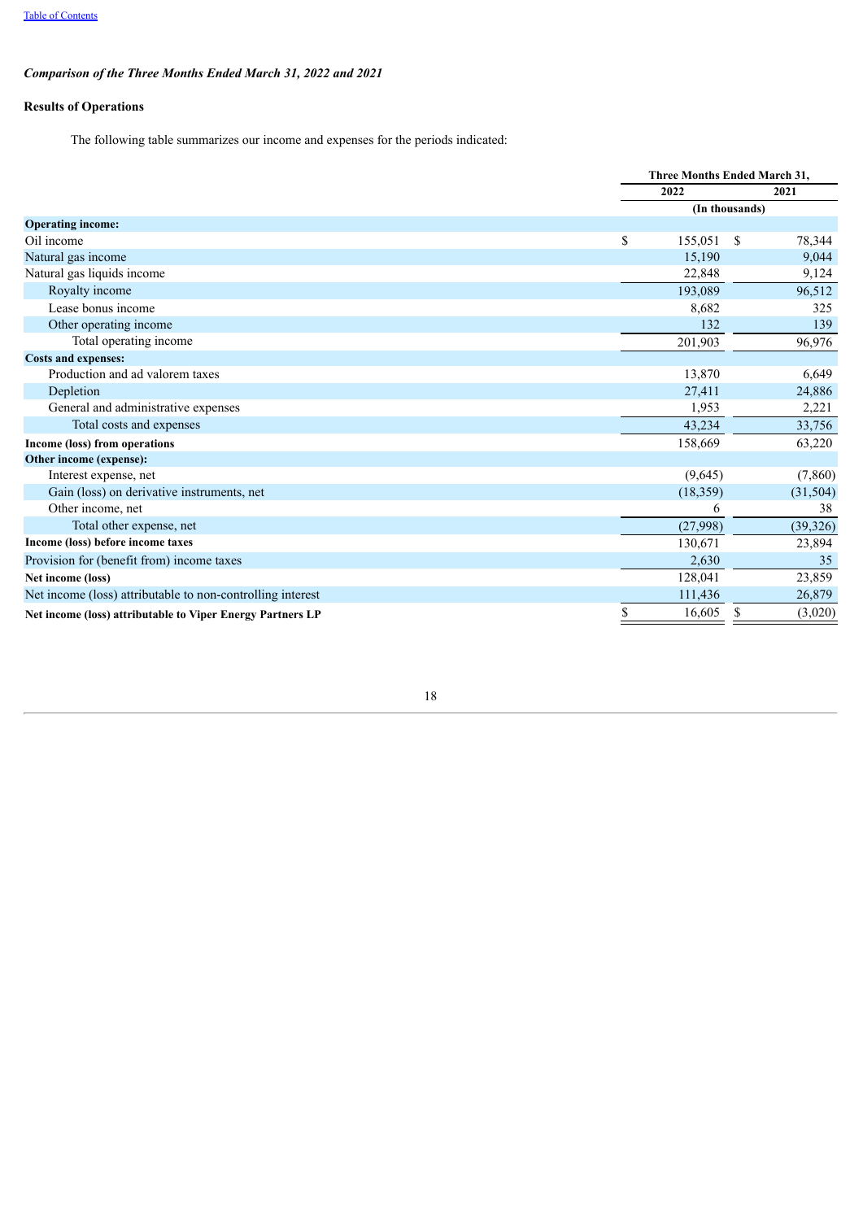*Comparison of the Three Months Ended March 31, 2022 and 2021*

**Results of Operations**

The following table summarizes our income and expenses for the periods indicated:

| | Three Months Ended March 31, | |
|---|---|---|
| | 2022 | 2021 |
| | (In thousands) | |
| **Operating income:** | | |
| Oil income | $ 155,051 | $ 78,344 |
| Natural gas income | 15,190 | 9,044 |
| Natural gas liquids income | 22,848 | 9,124 |
| Royalty income | 193,089 | 96,512 |
| Lease bonus income | 8,682 | 325 |
| Other operating income | 132 | 139 |
| Total operating income | 201,903 | 96,976 |
| **Costs and expenses:** | | |
| Production and ad valorem taxes | 13,870 | 6,649 |
| Depletion | 27,411 | 24,886 |
| General and administrative expenses | 1,953 | 2,221 |
| Total costs and expenses | 43,234 | 33,756 |
| **Income (loss) from operations** | 158,669 | 63,220 |
| **Other income (expense):** | | |
| Interest expense, net | (9,645) | (7,860) |
| Gain (loss) on derivative instruments, net | (18,359) | (31,504) |
| Other income, net | 6 | 38 |
| Total other expense, net | (27,998) | (39,326) |
| **Income (loss) before income taxes** | 130,671 | 23,894 |
| Provision for (benefit from) income taxes | 2,630 | 35 |
| **Net income (loss)** | 128,041 | 23,859 |
| Net income (loss) attributable to non-controlling interest | 111,436 | 26,879 |
| **Net income (loss) attributable to Viper Energy Partners LP** | $ 16,605 | $ (3,020) |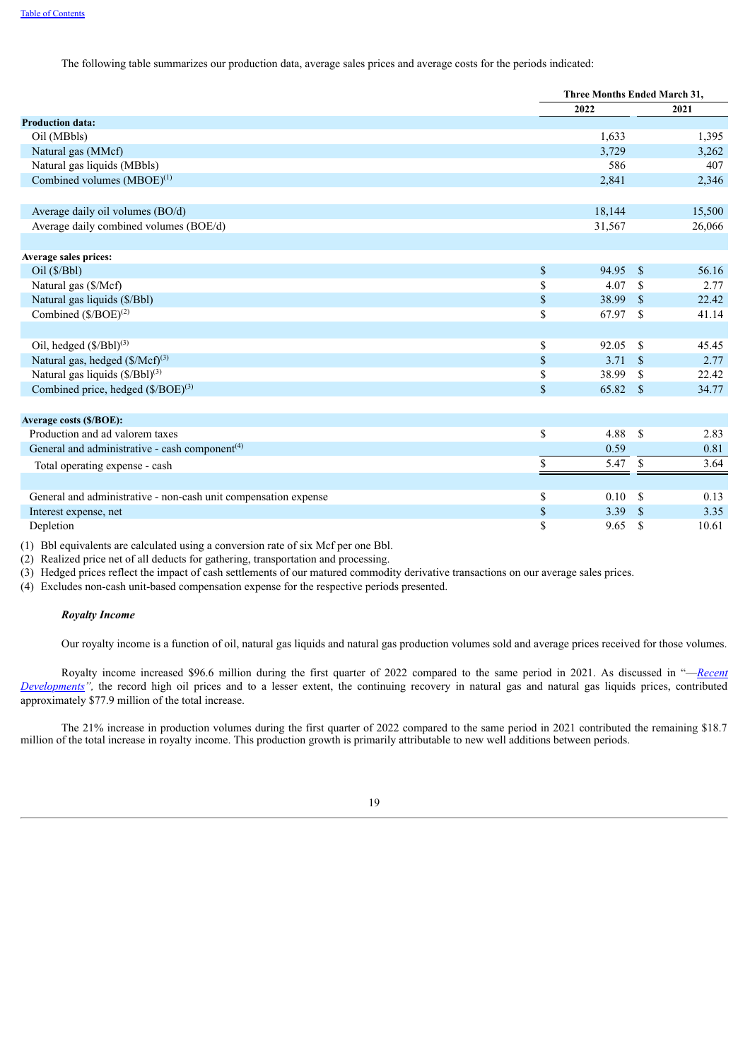The following table summarizes our production data, average sales prices and average costs for the periods indicated:

| | Three Months Ended March 31, | |
|---|---|---|
| | 2022 | 2021 |
| **Production data:** | | |
| Oil (MBbls) | 1,633 | 1,395 |
| Natural gas (MMcf) | 3,729 | 3,262 |
| Natural gas liquids (MBbls) | 586 | 407 |
| Combined volumes (MBOE)[1] | 2,841 | 2,346 |
| | | |
| Average daily oil volumes (BO/d) | 18,144 | 15,500 |
| Average daily combined volumes (BOE/d) | 31,567 | 26,066 |
| | | |
| **Average sales prices:** | | |
| Oil ($/Bbl) | $ 94.95 | $ 56.16 |
| Natural gas ($/Mcf) | $ 4.07 | $ 2.77 |
| Natural gas liquids ($/Bbl) | $ 38.99 | $ 22.42 |
| Combined ($/BOE)[2] | $ 67.97 | $ 41.14 |
| | | |
| Oil, hedged ($/Bbl)[3] | $ 92.05 | $ 45.45 |
| Natural gas, hedged ($/Mcf)[3] | $ 3.71 | $ 2.77 |
| Natural gas liquids ($/Bbl)[3] | $ 38.99 | $ 22.42 |
| Combined price, hedged ($/BOE)[3] | $ 65.82 | $ 34.77 |
| | | |
| **Average costs ($/BOE):** | | |
| Production and ad valorem taxes | $ 4.88 | $ 2.83 |
| General and administrative - cash component[4] | 0.59 | 0.81 |
| Total operating expense - cash | $ 5.47 | $ 3.64 |
| | | |
| General and administrative - non-cash unit compensation expense | $ 0.10 | $ 0.13 |
| Interest expense, net | $ 3.39 | $ 3.35 |
| Depletion | $ 9.65 | $ 10.61 |

(1) Bbl equivalents are calculated using a conversion rate of six Mcf per one Bbl.
(2) Realized price net of all deducts for gathering, transportation and processing.
(3) Hedged prices reflect the impact of cash settlements of our matured commodity derivative transactions on our average sales prices.
(4) Excludes non-cash unit-based compensation expense for the respective periods presented.

***Royalty Income***

Our royalty income is a function of oil, natural gas liquids and natural gas production volumes sold and average prices received for those volumes.

Royalty income increased $96.6 million during the first quarter of 2022 compared to the same period in 2021. As discussed in "—*Recent Developments*", the record high oil prices and to a lesser extent, the continuing recovery in natural gas and natural gas liquids prices, contributed approximately $77.9 million of the total increase.

The 21% increase in production volumes during the first quarter of 2022 compared to the same period in 2021 contributed the remaining $18.7 million of the total increase in royalty income. This production growth is primarily attributable to new well additions between periods.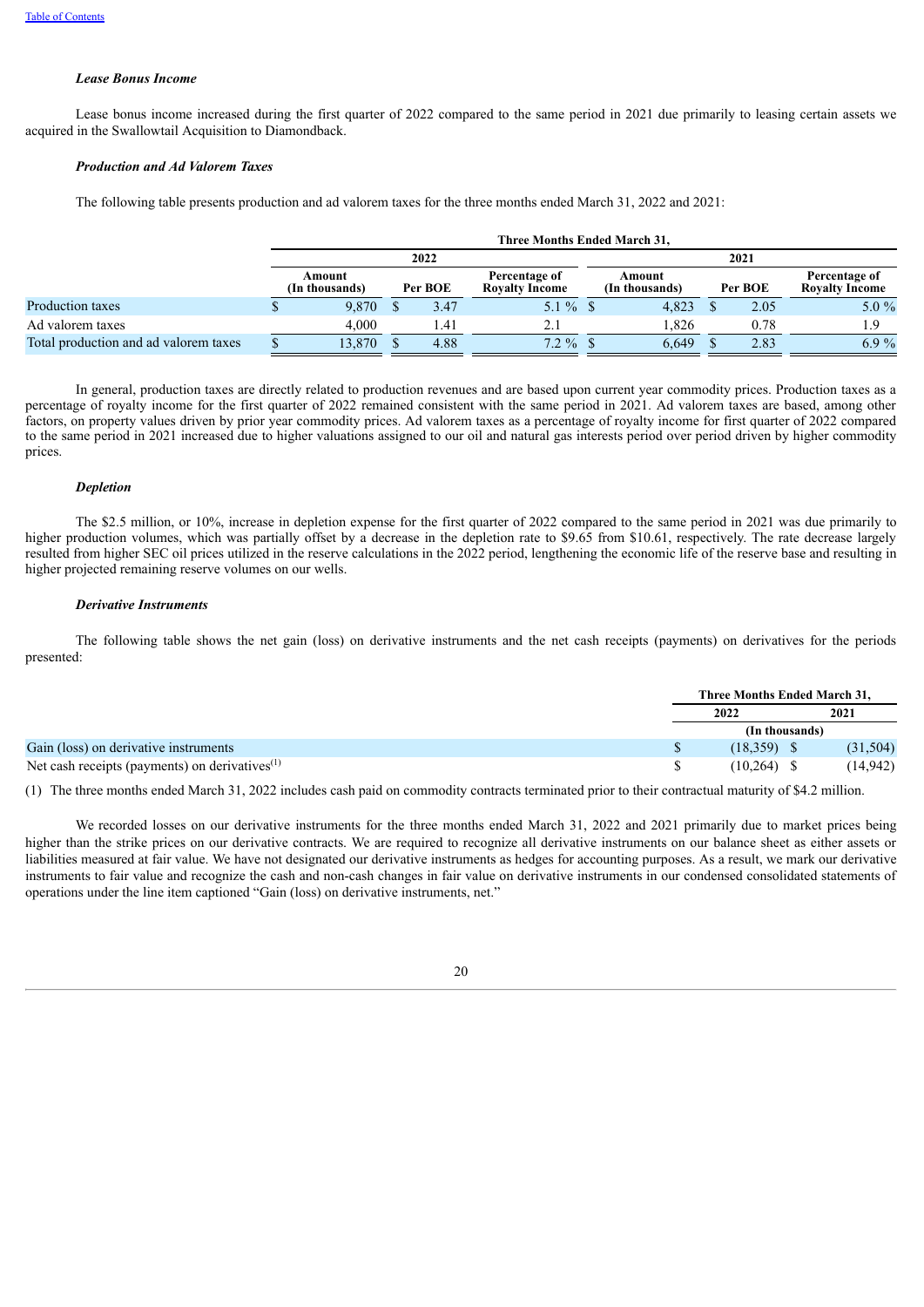***Lease Bonus Income***

Lease bonus income increased during the first quarter of 2022 compared to the same period in 2021 due primarily to leasing certain assets we acquired in the Swallowtail Acquisition to Diamondback.

***Production and Ad Valorem Taxes***

The following table presents production and ad valorem taxes for the three months ended March 31, 2022 and 2021:

| | Three Months Ended March 31, | | | | | |
|---|---|---|---|---|---|---|
| | 2022 | | | 2021 | | |
| | Amount (In thousands) | Per BOE | Percentage of Royalty Income | Amount (In thousands) | Per BOE | Percentage of Royalty Income |
| Production taxes | $ 9,870 | $ 3.47 | 5.1 % | $ 4,823 | $ 2.05 | 5.0 % |
| Ad valorem taxes | 4,000 | 1.41 | 2.1 | 1,826 | 0.78 | 1.9 |
| Total production and ad valorem taxes | $ 13,870 | $ 4.88 | 7.2 % | $ 6,649 | $ 2.83 | 6.9 % |

In general, production taxes are directly related to production revenues and are based upon current year commodity prices. Production taxes as a percentage of royalty income for the first quarter of 2022 remained consistent with the same period in 2021. Ad valorem taxes are based, among other factors, on property values driven by prior year commodity prices. Ad valorem taxes as a percentage of royalty income for first quarter of 2022 compared to the same period in 2021 increased due to higher valuations assigned to our oil and natural gas interests period over period driven by higher commodity prices.

***Depletion***

The $2.5 million, or 10%, increase in depletion expense for the first quarter of 2022 compared to the same period in 2021 was due primarily to higher production volumes, which was partially offset by a decrease in the depletion rate to $9.65 from $10.61, respectively. The rate decrease largely resulted from higher SEC oil prices utilized in the reserve calculations in the 2022 period, lengthening the economic life of the reserve base and resulting in higher projected remaining reserve volumes on our wells.

***Derivative Instruments***

The following table shows the net gain (loss) on derivative instruments and the net cash receipts (payments) on derivatives for the periods presented:

| | Three Months Ended March 31, | |
|---|---|---|
| | 2022 | 2021 |
| | (In thousands) | |
| Gain (loss) on derivative instruments | $ (18,359) | $ (31,504) |
| Net cash receipts (payments) on derivatives[(1)] | $ (10,264) | $ (14,942) |

(1) The three months ended March 31, 2022 includes cash paid on commodity contracts terminated prior to their contractual maturity of $4.2 million.

We recorded losses on our derivative instruments for the three months ended March 31, 2022 and 2021 primarily due to market prices being higher than the strike prices on our derivative contracts. We are required to recognize all derivative instruments on our balance sheet as either assets or liabilities measured at fair value. We have not designated our derivative instruments as hedges for accounting purposes. As a result, we mark our derivative instruments to fair value and recognize the cash and non-cash changes in fair value on derivative instruments in our condensed consolidated statements of operations under the line item captioned "Gain (loss) on derivative instruments, net."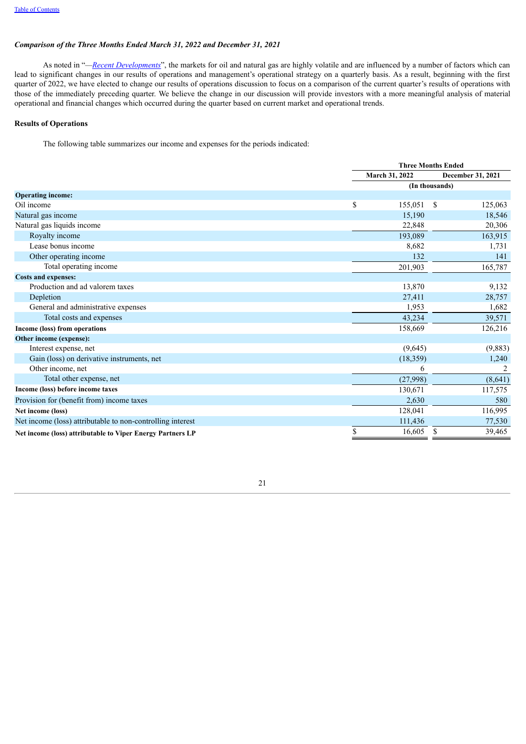[Table of Contents](#)

***Comparison of the Three Months Ended March 31, 2022 and December 31, 2021***

As noted in "—*Recent Developments*", the markets for oil and natural gas are highly volatile and are influenced by a number of factors which can lead to significant changes in our results of operations and management's operational strategy on a quarterly basis. As a result, beginning with the first quarter of 2022, we have elected to change our results of operations discussion to focus on a comparison of the current quarter's results of operations with those of the immediately preceding quarter. We believe the change in our discussion will provide investors with a more meaningful analysis of material operational and financial changes which occurred during the quarter based on current market and operational trends.

**Results of Operations**

The following table summarizes our income and expenses for the periods indicated:

| | Three Months Ended | |
|---|---|---|
| | March 31, 2022 | December 31, 2021 |
| | (In thousands) | |
| **Operating income:** | | |
| Oil income | $ 155,051 | $ 125,063 |
| Natural gas income | 15,190 | 18,546 |
| Natural gas liquids income | 22,848 | 20,306 |
| Royalty income | 193,089 | 163,915 |
| Lease bonus income | 8,682 | 1,731 |
| Other operating income | 132 | 141 |
| Total operating income | 201,903 | 165,787 |
| **Costs and expenses:** | | |
| Production and ad valorem taxes | 13,870 | 9,132 |
| Depletion | 27,411 | 28,757 |
| General and administrative expenses | 1,953 | 1,682 |
| Total costs and expenses | 43,234 | 39,571 |
| **Income (loss) from operations** | 158,669 | 126,216 |
| **Other income (expense):** | | |
| Interest expense, net | (9,645) | (9,883) |
| Gain (loss) on derivative instruments, net | (18,359) | 1,240 |
| Other income, net | 6 | 2 |
| Total other expense, net | (27,998) | (8,641) |
| **Income (loss) before income taxes** | 130,671 | 117,575 |
| Provision for (benefit from) income taxes | 2,630 | 580 |
| **Net income (loss)** | 128,041 | 116,995 |
| Net income (loss) attributable to non-controlling interest | 111,436 | 77,530 |
| **Net income (loss) attributable to Viper Energy Partners LP** | $ 16,605 | $ 39,465 |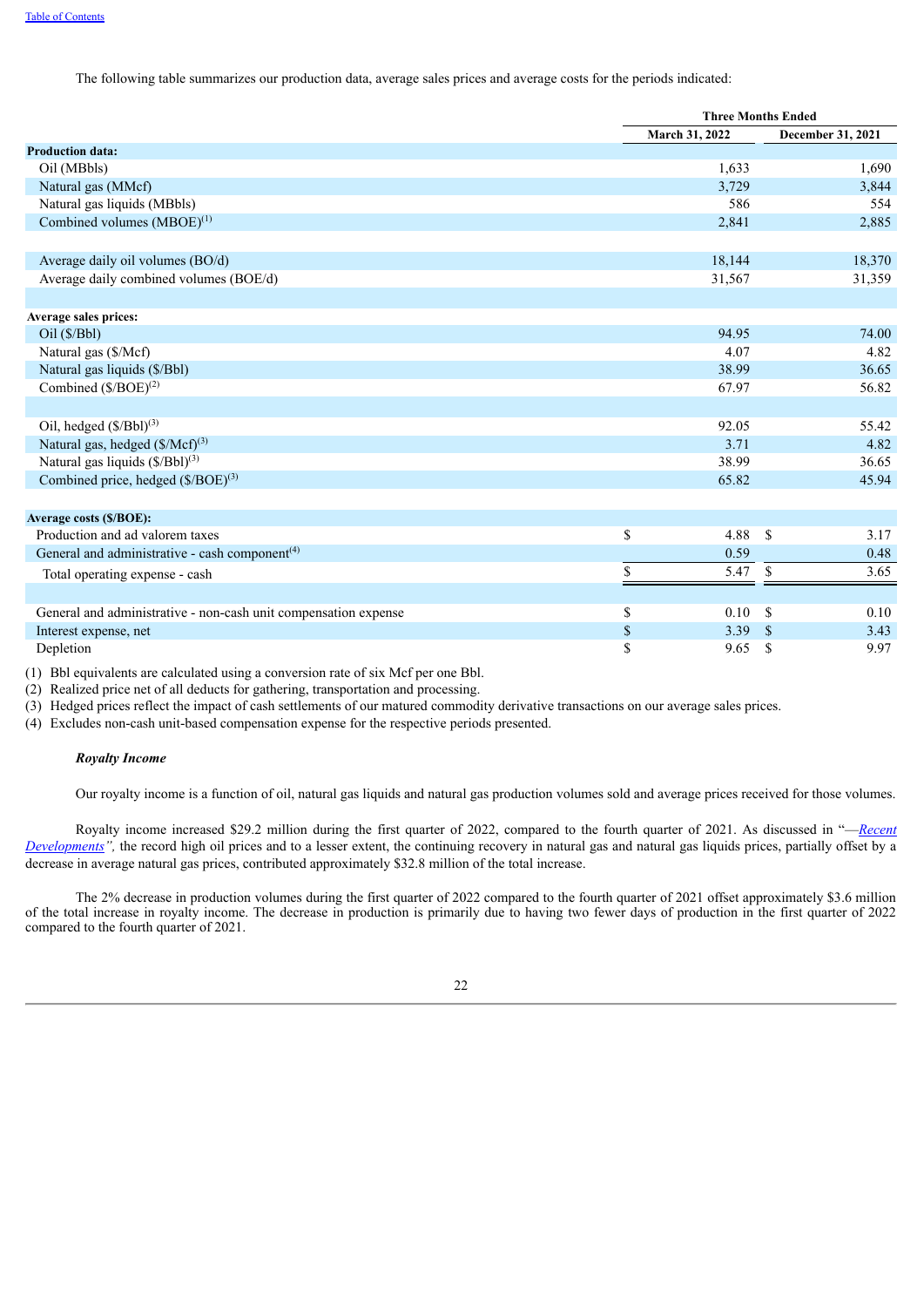The following table summarizes our production data, average sales prices and average costs for the periods indicated:

| | Three Months Ended | |
|---|---|---|
| | March 31, 2022 | December 31, 2021 |
| **Production data:** | | |
| Oil (MBbls) | 1,633 | 1,690 |
| Natural gas (MMcf) | 3,729 | 3,844 |
| Natural gas liquids (MBbls) | 586 | 554 |
| Combined volumes (MBOE)(1) | 2,841 | 2,885 |
| | | |
| Average daily oil volumes (BO/d) | 18,144 | 18,370 |
| Average daily combined volumes (BOE/d) | 31,567 | 31,359 |
| | | |
| **Average sales prices:** | | |
| Oil ($/Bbl) | 94.95 | 74.00 |
| Natural gas ($/Mcf) | 4.07 | 4.82 |
| Natural gas liquids ($/Bbl) | 38.99 | 36.65 |
| Combined ($/BOE)(2) | 67.97 | 56.82 |
| | | |
| Oil, hedged ($/Bbl)(3) | 92.05 | 55.42 |
| Natural gas, hedged ($/Mcf)(3) | 3.71 | 4.82 |
| Natural gas liquids ($/Bbl)(3) | 38.99 | 36.65 |
| Combined price, hedged ($/BOE)(3) | 65.82 | 45.94 |
| | | |
| **Average costs ($/BOE):** | | |
| Production and ad valorem taxes | $ 4.88 | $ 3.17 |
| General and administrative - cash component(4) | 0.59 | 0.48 |
| Total operating expense - cash | $ 5.47 | $ 3.65 |
| | | |
| General and administrative - non-cash unit compensation expense | $ 0.10 | $ 0.10 |
| Interest expense, net | $ 3.39 | $ 3.43 |
| Depletion | $ 9.65 | $ 9.97 |

(1) Bbl equivalents are calculated using a conversion rate of six Mcf per one Bbl.
(2) Realized price net of all deducts for gathering, transportation and processing.
(3) Hedged prices reflect the impact of cash settlements of our matured commodity derivative transactions on our average sales prices.
(4) Excludes non-cash unit-based compensation expense for the respective periods presented.

***Royalty Income***

Our royalty income is a function of oil, natural gas liquids and natural gas production volumes sold and average prices received for those volumes.

Royalty income increased $29.2 million during the first quarter of 2022, compared to the fourth quarter of 2021. As discussed in "—*Recent Developments*", the record high oil prices and to a lesser extent, the continuing recovery in natural gas and natural gas liquids prices, partially offset by a decrease in average natural gas prices, contributed approximately $32.8 million of the total increase.

The 2% decrease in production volumes during the first quarter of 2022 compared to the fourth quarter of 2021 offset approximately $3.6 million of the total increase in royalty income. The decrease in production is primarily due to having two fewer days of production in the first quarter of 2022 compared to the fourth quarter of 2021.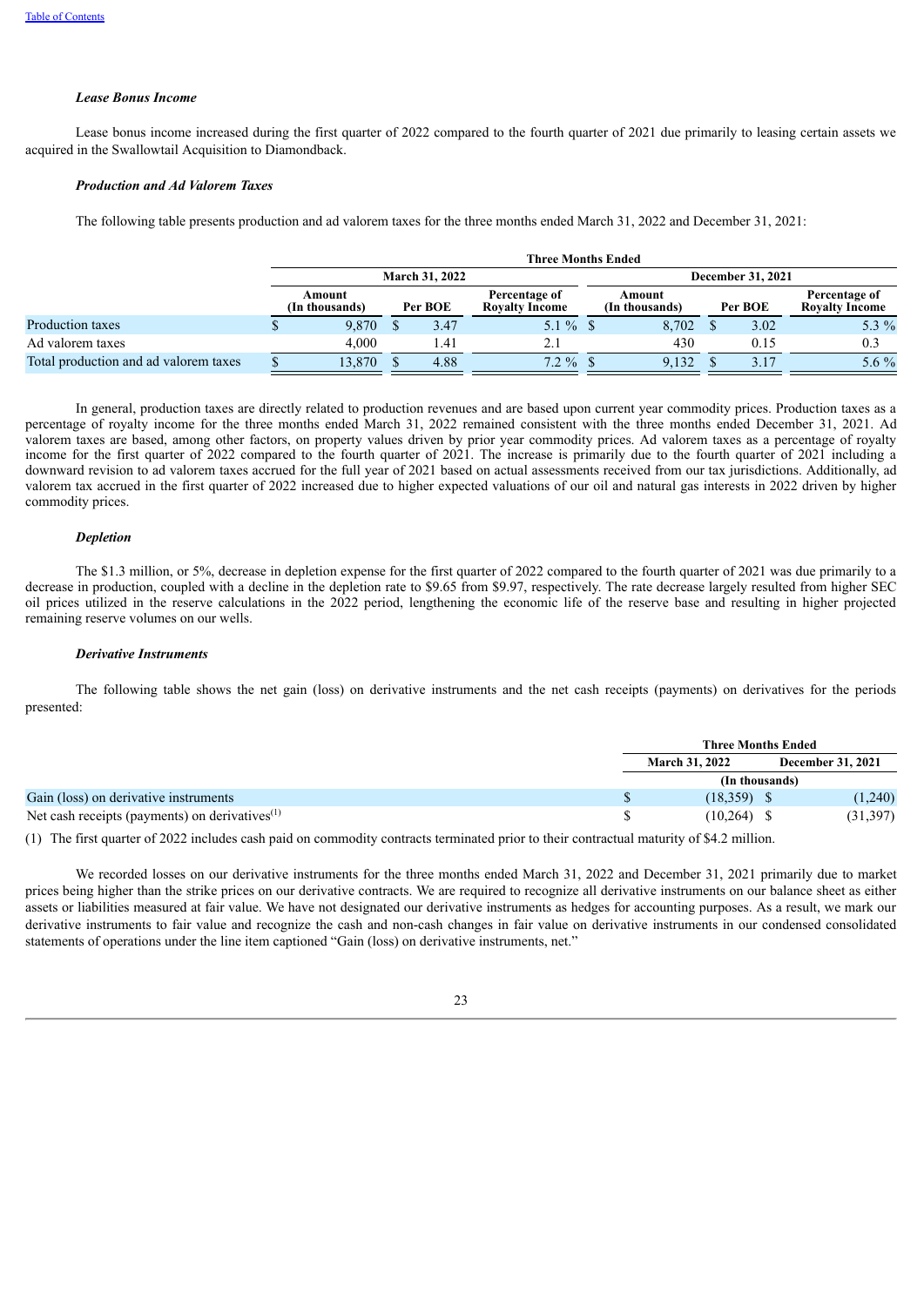### *Lease Bonus Income*

Lease bonus income increased during the first quarter of 2022 compared to the fourth quarter of 2021 due primarily to leasing certain assets we acquired in the Swallowtail Acquisition to Diamondback.

### *Production and Ad Valorem Taxes*

The following table presents production and ad valorem taxes for the three months ended March 31, 2022 and December 31, 2021:

| | Three Months Ended | | | | | |
|---|---|---|---|---|---|---|
| | March 31, 2022 | | | December 31, 2021 | | |
| | Amount (In thousands) | Per BOE | Percentage of Royalty Income | Amount (In thousands) | Per BOE | Percentage of Royalty Income |
| Production taxes | $ 9,870 | $ 3.47 | 5.1 % | $ 8,702 | $ 3.02 | 5.3 % |
| Ad valorem taxes | 4,000 | 1.41 | 2.1 | 430 | 0.15 | 0.3 |
| Total production and ad valorem taxes | $ 13,870 | $ 4.88 | 7.2 % | $ 9,132 | $ 3.17 | 5.6 % |

In general, production taxes are directly related to production revenues and are based upon current year commodity prices. Production taxes as a percentage of royalty income for the three months ended March 31, 2022 remained consistent with the three months ended December 31, 2021. Ad valorem taxes are based, among other factors, on property values driven by prior year commodity prices. Ad valorem taxes as a percentage of royalty income for the first quarter of 2022 compared to the fourth quarter of 2021. The increase is primarily due to the fourth quarter of 2021 including a downward revision to ad valorem taxes accrued for the full year of 2021 based on actual assessments received from our tax jurisdictions. Additionally, ad valorem tax accrued in the first quarter of 2022 increased due to higher expected valuations of our oil and natural gas interests in 2022 driven by higher commodity prices.

### *Depletion*

The $1.3 million, or 5%, decrease in depletion expense for the first quarter of 2022 compared to the fourth quarter of 2021 was due primarily to a decrease in production, coupled with a decline in the depletion rate to $9.65 from $9.97, respectively. The rate decrease largely resulted from higher SEC oil prices utilized in the reserve calculations in the 2022 period, lengthening the economic life of the reserve base and resulting in higher projected remaining reserve volumes on our wells.

### *Derivative Instruments*

The following table shows the net gain (loss) on derivative instruments and the net cash receipts (payments) on derivatives for the periods presented:

| | Three Months Ended | |
|---|---|---|
| | March 31, 2022 | December 31, 2021 |
| | (In thousands) | |
| Gain (loss) on derivative instruments | $ (18,359) | $ (1,240) |
| Net cash receipts (payments) on derivatives[(1)] | $ (10,264) | $ (31,397) |

(1) The first quarter of 2022 includes cash paid on commodity contracts terminated prior to their contractual maturity of $4.2 million.

We recorded losses on our derivative instruments for the three months ended March 31, 2022 and December 31, 2021 primarily due to market prices being higher than the strike prices on our derivative contracts. We are required to recognize all derivative instruments on our balance sheet as either assets or liabilities measured at fair value. We have not designated our derivative instruments as hedges for accounting purposes. As a result, we mark our derivative instruments to fair value and recognize the cash and non-cash changes in fair value on derivative instruments in our condensed consolidated statements of operations under the line item captioned "Gain (loss) on derivative instruments, net."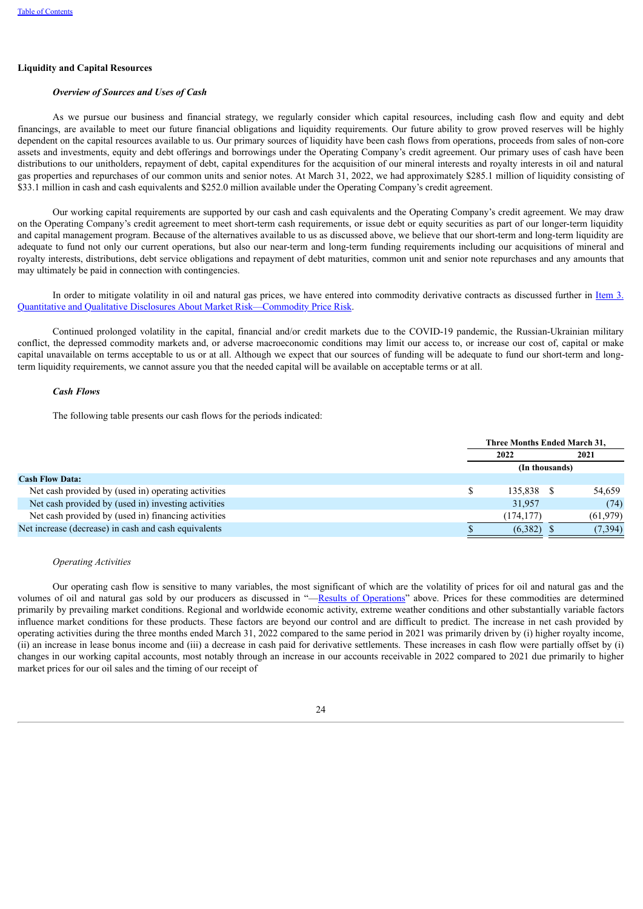## Liquidity and Capital Resources

### *Overview of Sources and Uses of Cash*

As we pursue our business and financial strategy, we regularly consider which capital resources, including cash flow and equity and debt financings, are available to meet our future financial obligations and liquidity requirements. Our future ability to grow proved reserves will be highly dependent on the capital resources available to us. Our primary sources of liquidity have been cash flows from operations, proceeds from sales of non-core assets and investments, equity and debt offerings and borrowings under the Operating Company's credit agreement. Our primary uses of cash have been distributions to our unitholders, repayment of debt, capital expenditures for the acquisition of our mineral interests and royalty interests in oil and natural gas properties and repurchases of our common units and senior notes. At March 31, 2022, we had approximately $285.1 million of liquidity consisting of $33.1 million in cash and cash equivalents and $252.0 million available under the Operating Company's credit agreement.

Our working capital requirements are supported by our cash and cash equivalents and the Operating Company's credit agreement. We may draw on the Operating Company's credit agreement to meet short-term cash requirements, or issue debt or equity securities as part of our longer-term liquidity and capital management program. Because of the alternatives available to us as discussed above, we believe that our short-term and long-term liquidity are adequate to fund not only our current operations, but also our near-term and long-term funding requirements including our acquisitions of mineral and royalty interests, distributions, debt service obligations and repayment of debt maturities, common unit and senior note repurchases and any amounts that may ultimately be paid in connection with contingencies.

In order to mitigate volatility in oil and natural gas prices, we have entered into commodity derivative contracts as discussed further in Item 3. Quantitative and Qualitative Disclosures About Market Risk—Commodity Price Risk.

Continued prolonged volatility in the capital, financial and/or credit markets due to the COVID-19 pandemic, the Russian-Ukrainian military conflict, the depressed commodity markets and, or adverse macroeconomic conditions may limit our access to, or increase our cost of, capital or make capital unavailable on terms acceptable to us or at all. Although we expect that our sources of funding will be adequate to fund our short-term and long-term liquidity requirements, we cannot assure you that the needed capital will be available on acceptable terms or at all.

### *Cash Flows*

The following table presents our cash flows for the periods indicated:

| | Three Months Ended March 31, | |
|---|---|---|
| | 2022 | 2021 |
| | (In thousands) | |
| **Cash Flow Data:** | | |
| Net cash provided by (used in) operating activities | $ 135,838 | $ 54,659 |
| Net cash provided by (used in) investing activities | 31,957 | (74) |
| Net cash provided by (used in) financing activities | (174,177) | (61,979) |
| Net increase (decrease) in cash and cash equivalents | $ (6,382) | $ (7,394) |

*Operating Activities*

Our operating cash flow is sensitive to many variables, the most significant of which are the volatility of prices for oil and natural gas and the volumes of oil and natural gas sold by our producers as discussed in "—Results of Operations" above. Prices for these commodities are determined primarily by prevailing market conditions. Regional and worldwide economic activity, extreme weather conditions and other substantially variable factors influence market conditions for these products. These factors are beyond our control and are difficult to predict. The increase in net cash provided by operating activities during the three months ended March 31, 2022 compared to the same period in 2021 was primarily driven by (i) higher royalty income, (ii) an increase in lease bonus income and (iii) a decrease in cash paid for derivative settlements. These increases in cash flow were partially offset by (i) changes in our working capital accounts, most notably through an increase in our accounts receivable in 2022 compared to 2021 due primarily to higher market prices for our oil sales and the timing of our receipt of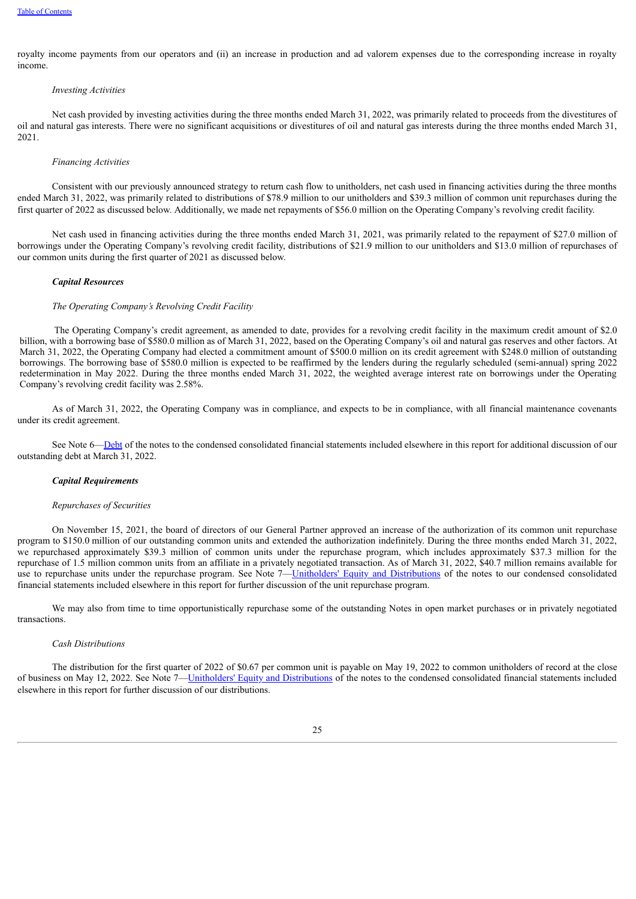royalty income payments from our operators and (ii) an increase in production and ad valorem expenses due to the corresponding increase in royalty income.

*Investing Activities*

Net cash provided by investing activities during the three months ended March 31, 2022, was primarily related to proceeds from the divestitures of oil and natural gas interests. There were no significant acquisitions or divestitures of oil and natural gas interests during the three months ended March 31, 2021.

*Financing Activities*

Consistent with our previously announced strategy to return cash flow to unitholders, net cash used in financing activities during the three months ended March 31, 2022, was primarily related to distributions of $78.9 million to our unitholders and $39.3 million of common unit repurchases during the first quarter of 2022 as discussed below. Additionally, we made net repayments of $56.0 million on the Operating Company's revolving credit facility.

Net cash used in financing activities during the three months ended March 31, 2021, was primarily related to the repayment of $27.0 million of borrowings under the Operating Company's revolving credit facility, distributions of $21.9 million to our unitholders and $13.0 million of repurchases of our common units during the first quarter of 2021 as discussed below.

***Capital Resources***

*The Operating Company's Revolving Credit Facility*

The Operating Company's credit agreement, as amended to date, provides for a revolving credit facility in the maximum credit amount of $2.0 billion, with a borrowing base of $580.0 million as of March 31, 2022, based on the Operating Company's oil and natural gas reserves and other factors. At March 31, 2022, the Operating Company had elected a commitment amount of $500.0 million on its credit agreement with $248.0 million of outstanding borrowings. The borrowing base of $580.0 million is expected to be reaffirmed by the lenders during the regularly scheduled (semi-annual) spring 2022 redetermination in May 2022. During the three months ended March 31, 2022, the weighted average interest rate on borrowings under the Operating Company's revolving credit facility was 2.58%.

As of March 31, 2022, the Operating Company was in compliance, and expects to be in compliance, with all financial maintenance covenants under its credit agreement.

See Note 6—Debt of the notes to the condensed consolidated financial statements included elsewhere in this report for additional discussion of our outstanding debt at March 31, 2022.

***Capital Requirements***

*Repurchases of Securities*

On November 15, 2021, the board of directors of our General Partner approved an increase of the authorization of its common unit repurchase program to $150.0 million of our outstanding common units and extended the authorization indefinitely. During the three months ended March 31, 2022, we repurchased approximately $39.3 million of common units under the repurchase program, which includes approximately $37.3 million for the repurchase of 1.5 million common units from an affiliate in a privately negotiated transaction. As of March 31, 2022, $40.7 million remains available for use to repurchase units under the repurchase program. See Note 7—Unitholders' Equity and Distributions of the notes to our condensed consolidated financial statements included elsewhere in this report for further discussion of the unit repurchase program.

We may also from time to time opportunistically repurchase some of the outstanding Notes in open market purchases or in privately negotiated transactions.

*Cash Distributions*

The distribution for the first quarter of 2022 of $0.67 per common unit is payable on May 19, 2022 to common unitholders of record at the close of business on May 12, 2022. See Note 7—Unitholders' Equity and Distributions of the notes to the condensed consolidated financial statements included elsewhere in this report for further discussion of our distributions.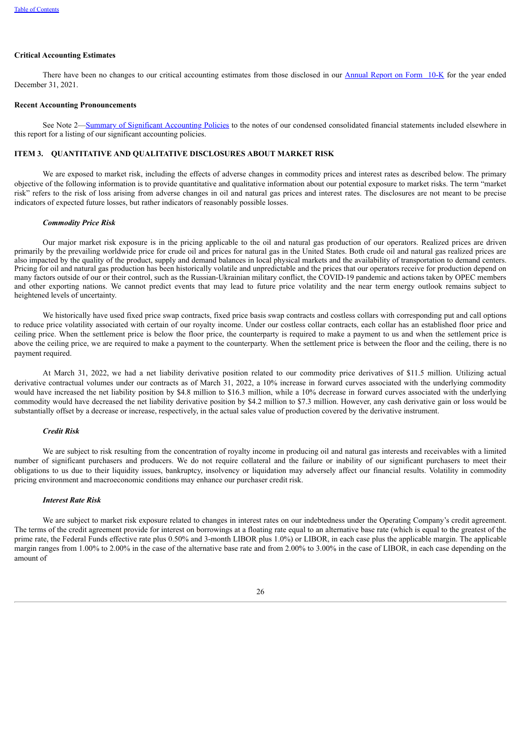**Critical Accounting Estimates**

There have been no changes to our critical accounting estimates from those disclosed in our Annual Report on Form 10-K for the year ended December 31, 2021.

**Recent Accounting Pronouncements**

See Note 2—Summary of Significant Accounting Policies to the notes of our condensed consolidated financial statements included elsewhere in this report for a listing of our significant accounting policies.

## ITEM 3. QUANTITATIVE AND QUALITATIVE DISCLOSURES ABOUT MARKET RISK

We are exposed to market risk, including the effects of adverse changes in commodity prices and interest rates as described below. The primary objective of the following information is to provide quantitative and qualitative information about our potential exposure to market risks. The term "market risk" refers to the risk of loss arising from adverse changes in oil and natural gas prices and interest rates. The disclosures are not meant to be precise indicators of expected future losses, but rather indicators of reasonably possible losses.

***Commodity Price Risk***

Our major market risk exposure is in the pricing applicable to the oil and natural gas production of our operators. Realized prices are driven primarily by the prevailing worldwide price for crude oil and prices for natural gas in the United States. Both crude oil and natural gas realized prices are also impacted by the quality of the product, supply and demand balances in local physical markets and the availability of transportation to demand centers. Pricing for oil and natural gas production has been historically volatile and unpredictable and the prices that our operators receive for production depend on many factors outside of our or their control, such as the Russian-Ukrainian military conflict, the COVID-19 pandemic and actions taken by OPEC members and other exporting nations. We cannot predict events that may lead to future price volatility and the near term energy outlook remains subject to heightened levels of uncertainty.

We historically have used fixed price swap contracts, fixed price basis swap contracts and costless collars with corresponding put and call options to reduce price volatility associated with certain of our royalty income. Under our costless collar contracts, each collar has an established floor price and ceiling price. When the settlement price is below the floor price, the counterparty is required to make a payment to us and when the settlement price is above the ceiling price, we are required to make a payment to the counterparty. When the settlement price is between the floor and the ceiling, there is no payment required.

At March 31, 2022, we had a net liability derivative position related to our commodity price derivatives of \$11.5 million. Utilizing actual derivative contractual volumes under our contracts as of March 31, 2022, a 10% increase in forward curves associated with the underlying commodity would have increased the net liability position by \$4.8 million to \$16.3 million, while a 10% decrease in forward curves associated with the underlying commodity would have decreased the net liability derivative position by \$4.2 million to \$7.3 million. However, any cash derivative gain or loss would be substantially offset by a decrease or increase, respectively, in the actual sales value of production covered by the derivative instrument.

***Credit Risk***

We are subject to risk resulting from the concentration of royalty income in producing oil and natural gas interests and receivables with a limited number of significant purchasers and producers. We do not require collateral and the failure or inability of our significant purchasers to meet their obligations to us due to their liquidity issues, bankruptcy, insolvency or liquidation may adversely affect our financial results. Volatility in commodity pricing environment and macroeconomic conditions may enhance our purchaser credit risk.

***Interest Rate Risk***

We are subject to market risk exposure related to changes in interest rates on our indebtedness under the Operating Company's credit agreement. The terms of the credit agreement provide for interest on borrowings at a floating rate equal to an alternative base rate (which is equal to the greatest of the prime rate, the Federal Funds effective rate plus 0.50% and 3-month LIBOR plus 1.0%) or LIBOR, in each case plus the applicable margin. The applicable margin ranges from 1.00% to 2.00% in the case of the alternative base rate and from 2.00% to 3.00% in the case of LIBOR, in each case depending on the amount of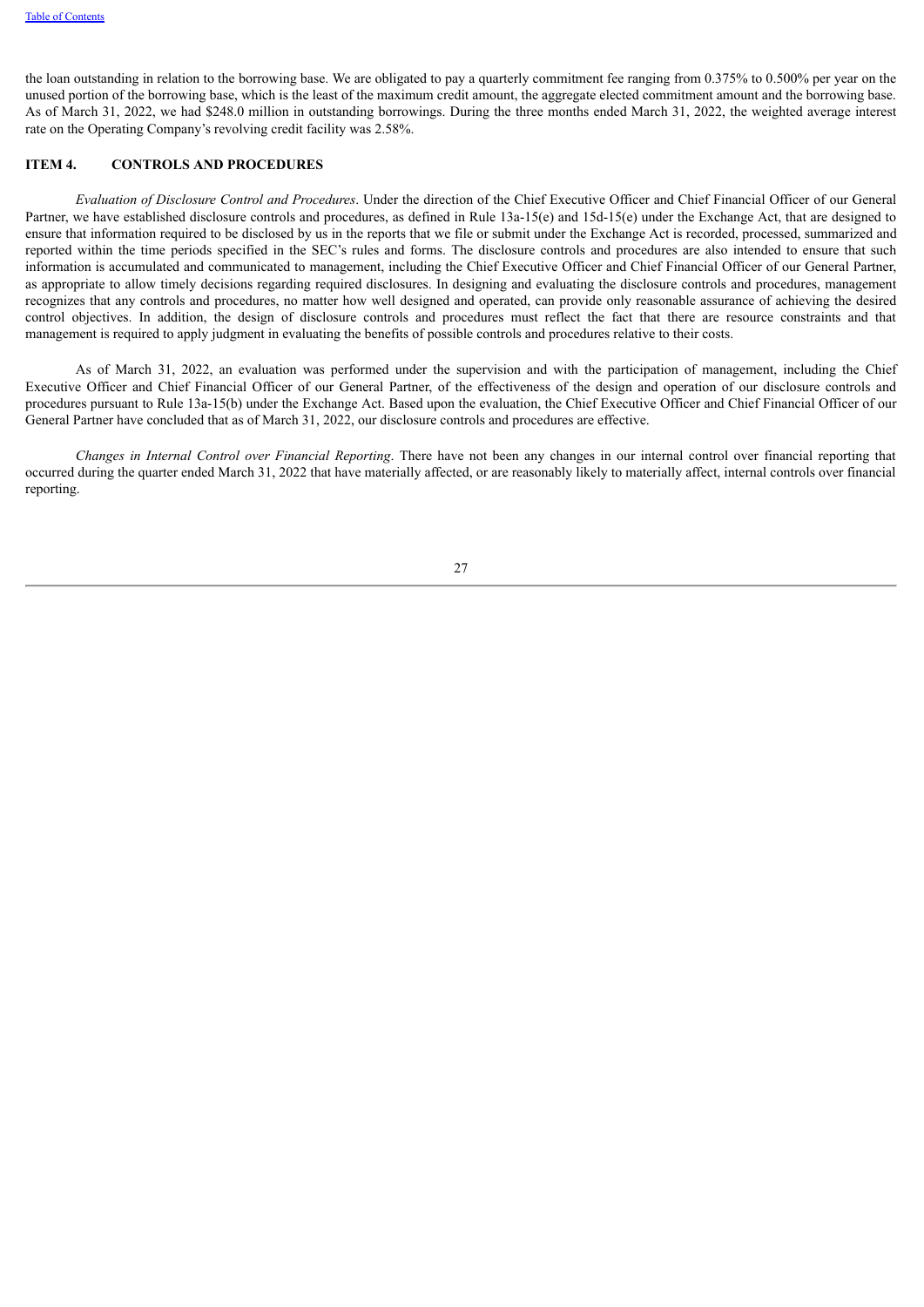the loan outstanding in relation to the borrowing base. We are obligated to pay a quarterly commitment fee ranging from 0.375% to 0.500% per year on the unused portion of the borrowing base, which is the least of the maximum credit amount, the aggregate elected commitment amount and the borrowing base. As of March 31, 2022, we had $248.0 million in outstanding borrowings. During the three months ended March 31, 2022, the weighted average interest rate on the Operating Company's revolving credit facility was 2.58%.

## ITEM 4. CONTROLS AND PROCEDURES

*Evaluation of Disclosure Control and Procedures*. Under the direction of the Chief Executive Officer and Chief Financial Officer of our General Partner, we have established disclosure controls and procedures, as defined in Rule 13a-15(e) and 15d-15(e) under the Exchange Act, that are designed to ensure that information required to be disclosed by us in the reports that we file or submit under the Exchange Act is recorded, processed, summarized and reported within the time periods specified in the SEC's rules and forms. The disclosure controls and procedures are also intended to ensure that such information is accumulated and communicated to management, including the Chief Executive Officer and Chief Financial Officer of our General Partner, as appropriate to allow timely decisions regarding required disclosures. In designing and evaluating the disclosure controls and procedures, management recognizes that any controls and procedures, no matter how well designed and operated, can provide only reasonable assurance of achieving the desired control objectives. In addition, the design of disclosure controls and procedures must reflect the fact that there are resource constraints and that management is required to apply judgment in evaluating the benefits of possible controls and procedures relative to their costs.

As of March 31, 2022, an evaluation was performed under the supervision and with the participation of management, including the Chief Executive Officer and Chief Financial Officer of our General Partner, of the effectiveness of the design and operation of our disclosure controls and procedures pursuant to Rule 13a-15(b) under the Exchange Act. Based upon the evaluation, the Chief Executive Officer and Chief Financial Officer of our General Partner have concluded that as of March 31, 2022, our disclosure controls and procedures are effective.

*Changes in Internal Control over Financial Reporting*. There have not been any changes in our internal control over financial reporting that occurred during the quarter ended March 31, 2022 that have materially affected, or are reasonably likely to materially affect, internal controls over financial reporting.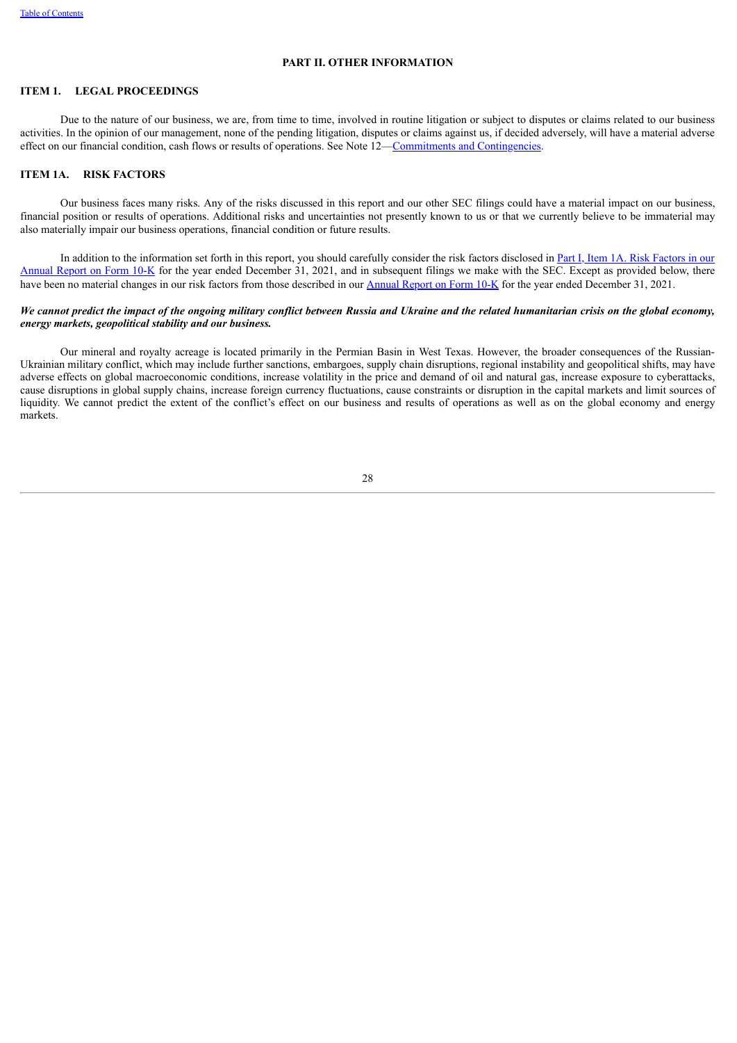## PART II. OTHER INFORMATION

### ITEM 1. LEGAL PROCEEDINGS

Due to the nature of our business, we are, from time to time, involved in routine litigation or subject to disputes or claims related to our business activities. In the opinion of our management, none of the pending litigation, disputes or claims against us, if decided adversely, will have a material adverse effect on our financial condition, cash flows or results of operations. See Note 12—Commitments and Contingencies.

### ITEM 1A. RISK FACTORS

Our business faces many risks. Any of the risks discussed in this report and our other SEC filings could have a material impact on our business, financial position or results of operations. Additional risks and uncertainties not presently known to us or that we currently believe to be immaterial may also materially impair our business operations, financial condition or future results.

In addition to the information set forth in this report, you should carefully consider the risk factors disclosed in Part I, Item 1A. Risk Factors in our Annual Report on Form 10-K for the year ended December 31, 2021, and in subsequent filings we make with the SEC. Except as provided below, there have been no material changes in our risk factors from those described in our Annual Report on Form 10-K for the year ended December 31, 2021.

***We cannot predict the impact of the ongoing military conflict between Russia and Ukraine and the related humanitarian crisis on the global economy, energy markets, geopolitical stability and our business.***

Our mineral and royalty acreage is located primarily in the Permian Basin in West Texas. However, the broader consequences of the Russian-Ukrainian military conflict, which may include further sanctions, embargoes, supply chain disruptions, regional instability and geopolitical shifts, may have adverse effects on global macroeconomic conditions, increase volatility in the price and demand of oil and natural gas, increase exposure to cyberattacks, cause disruptions in global supply chains, increase foreign currency fluctuations, cause constraints or disruption in the capital markets and limit sources of liquidity. We cannot predict the extent of the conflict's effect on our business and results of operations as well as on the global economy and energy markets.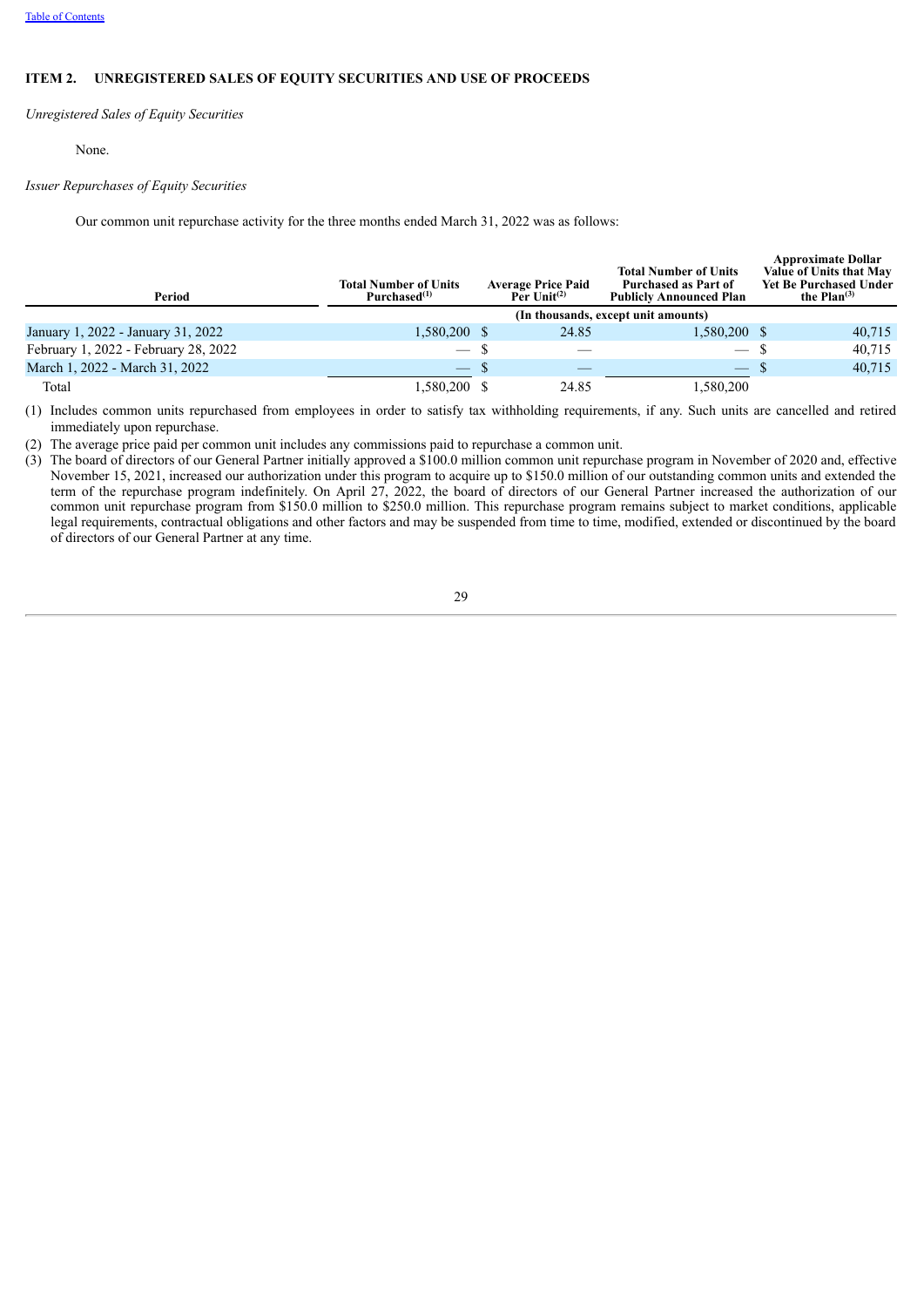## ITEM 2. UNREGISTERED SALES OF EQUITY SECURITIES AND USE OF PROCEEDS

*Unregistered Sales of Equity Securities*

None.

*Issuer Repurchases of Equity Securities*

Our common unit repurchase activity for the three months ended March 31, 2022 was as follows:

| Period | Total Number of Units Purchased[1] | Average Price Paid Per Unit[2] | Total Number of Units Purchased as Part of Publicly Announced Plan | Approximate Dollar Value of Units that May Yet Be Purchased Under the Plan[3] |
|---|---|---|---|---|
| | (In thousands, except unit amounts) | | | |
| January 1, 2022 - January 31, 2022 | 1,580,200 | $ 24.85 | 1,580,200 | $ 40,715 |
| February 1, 2022 - February 28, 2022 | — | $ — | — | $ 40,715 |
| March 1, 2022 - March 31, 2022 | — | $ — | — | $ 40,715 |
| Total | 1,580,200 | $ 24.85 | 1,580,200 | |

(1) Includes common units repurchased from employees in order to satisfy tax withholding requirements, if any. Such units are cancelled and retired immediately upon repurchase.

(2) The average price paid per common unit includes any commissions paid to repurchase a common unit.

(3) The board of directors of our General Partner initially approved a $100.0 million common unit repurchase program in November of 2020 and, effective November 15, 2021, increased our authorization under this program to acquire up to $150.0 million of our outstanding common units and extended the term of the repurchase program indefinitely. On April 27, 2022, the board of directors of our General Partner increased the authorization of our common unit repurchase program from $150.0 million to $250.0 million. This repurchase program remains subject to market conditions, applicable legal requirements, contractual obligations and other factors and may be suspended from time to time, modified, extended or discontinued by the board of directors of our General Partner at any time.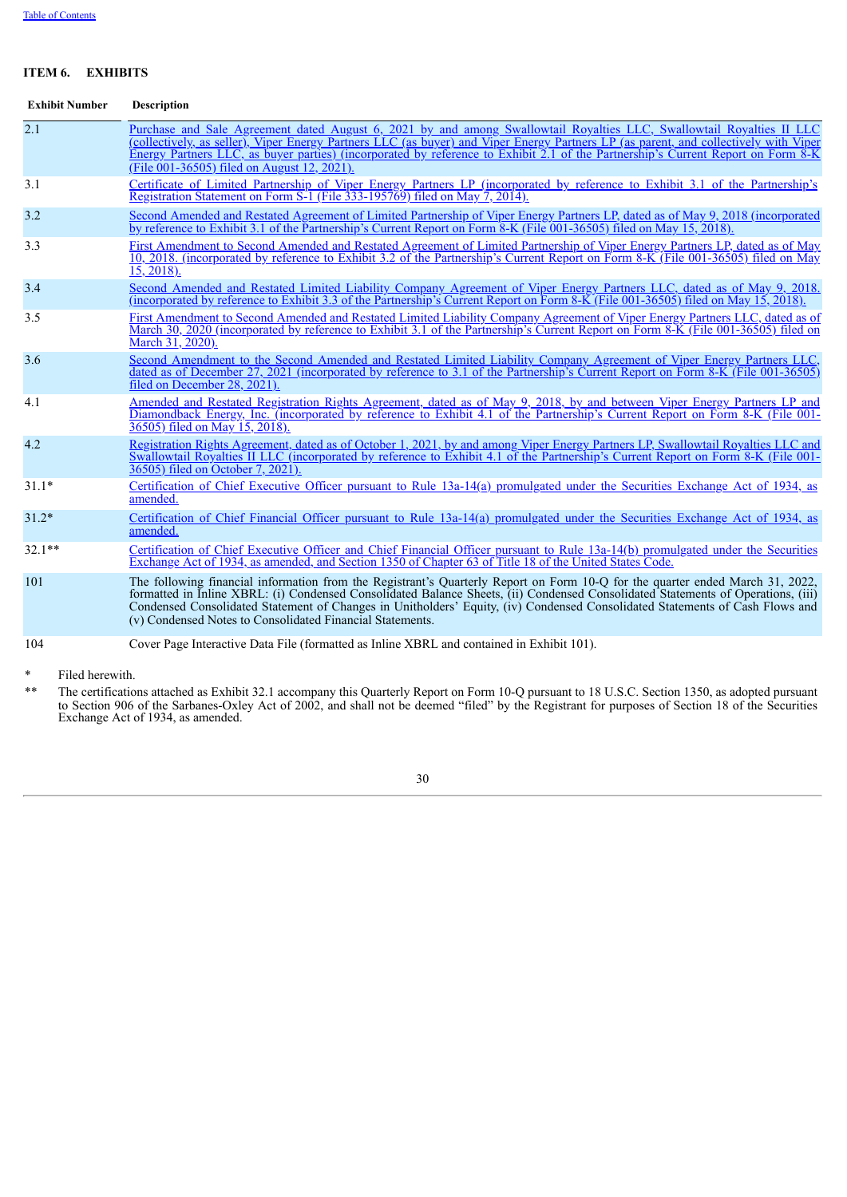## ITEM 6. EXHIBITS

| Exhibit Number | Description |
|---|---|
| 2.1 | Purchase and Sale Agreement dated August 6, 2021 by and among Swallowtail Royalties LLC, Swallowtail Royalties II LLC (collectively, as seller), Viper Energy Partners LLC (as buyer) and Viper Energy Partners LP (as parent, and collectively with Viper Energy Partners LLC, as buyer parties) (incorporated by reference to Exhibit 2.1 of the Partnership's Current Report on Form 8-K (File 001-36505) filed on August 12, 2021). |
| 3.1 | Certificate of Limited Partnership of Viper Energy Partners LP (incorporated by reference to Exhibit 3.1 of the Partnership's Registration Statement on Form S-1 (File 333-195769) filed on May 7, 2014). |
| 3.2 | Second Amended and Restated Agreement of Limited Partnership of Viper Energy Partners LP, dated as of May 9, 2018 (incorporated by reference to Exhibit 3.1 of the Partnership's Current Report on Form 8-K (File 001-36505) filed on May 15, 2018). |
| 3.3 | First Amendment to Second Amended and Restated Agreement of Limited Partnership of Viper Energy Partners LP, dated as of May 10, 2018. (incorporated by reference to Exhibit 3.2 of the Partnership's Current Report on Form 8-K (File 001-36505) filed on May 15, 2018). |
| 3.4 | Second Amended and Restated Limited Liability Company Agreement of Viper Energy Partners LLC, dated as of May 9, 2018. (incorporated by reference to Exhibit 3.3 of the Partnership's Current Report on Form 8-K (File 001-36505) filed on May 15, 2018). |
| 3.5 | First Amendment to Second Amended and Restated Limited Liability Company Agreement of Viper Energy Partners LLC, dated as of March 30, 2020 (incorporated by reference to Exhibit 3.1 of the Partnership's Current Report on Form 8-K (File 001-36505) filed on March 31, 2020). |
| 3.6 | Second Amendment to the Second Amended and Restated Limited Liability Company Agreement of Viper Energy Partners LLC, dated as of December 27, 2021 (incorporated by reference to 3.1 of the Partnership's Current Report on Form 8-K (File 001-36505) filed on December 28, 2021). |
| 4.1 | Amended and Restated Registration Rights Agreement, dated as of May 9, 2018, by and between Viper Energy Partners LP and Diamondback Energy, Inc. (incorporated by reference to Exhibit 4.1 of the Partnership's Current Report on Form 8-K (File 001-36505) filed on May 15, 2018). |
| 4.2 | Registration Rights Agreement, dated as of October 1, 2021, by and among Viper Energy Partners LP, Swallowtail Royalties LLC and Swallowtail Royalties II LLC (incorporated by reference to Exhibit 4.1 of the Partnership's Current Report on Form 8-K (File 001-36505) filed on October 7, 2021). |
| 31.1* | Certification of Chief Executive Officer pursuant to Rule 13a-14(a) promulgated under the Securities Exchange Act of 1934, as amended. |
| 31.2* | Certification of Chief Financial Officer pursuant to Rule 13a-14(a) promulgated under the Securities Exchange Act of 1934, as amended. |
| 32.1** | Certification of Chief Executive Officer and Chief Financial Officer pursuant to Rule 13a-14(b) promulgated under the Securities Exchange Act of 1934, as amended, and Section 1350 of Chapter 63 of Title 18 of the United States Code. |
| 101 | The following financial information from the Registrant's Quarterly Report on Form 10-Q for the quarter ended March 31, 2022, formatted in Inline XBRL: (i) Condensed Consolidated Balance Sheets, (ii) Condensed Consolidated Statements of Operations, (iii) Condensed Consolidated Statement of Changes in Unitholders' Equity, (iv) Condensed Consolidated Statements of Cash Flows and (v) Condensed Notes to Consolidated Financial Statements. |
| 104 | Cover Page Interactive Data File (formatted as Inline XBRL and contained in Exhibit 101). |

\* Filed herewith.

\*\* The certifications attached as Exhibit 32.1 accompany this Quarterly Report on Form 10-Q pursuant to 18 U.S.C. Section 1350, as adopted pursuant to Section 906 of the Sarbanes-Oxley Act of 2002, and shall not be deemed "filed" by the Registrant for purposes of Section 18 of the Securities Exchange Act of 1934, as amended.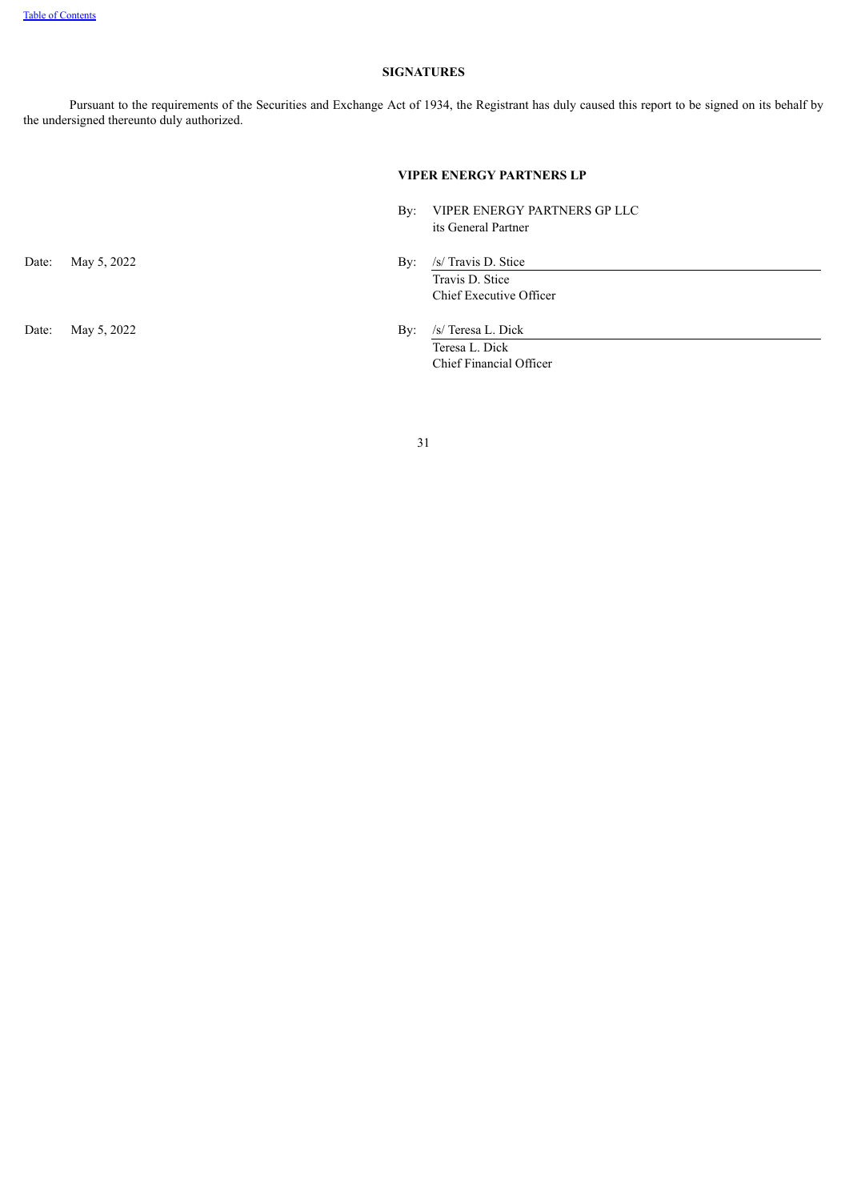## SIGNATURES

Pursuant to the requirements of the Securities and Exchange Act of 1934, the Registrant has duly caused this report to be signed on its behalf by the undersigned thereunto duly authorized.

**VIPER ENERGY PARTNERS LP**

By: VIPER ENERGY PARTNERS GP LLC
its General Partner

Date: May 5, 2022

By: /s/ Travis D. Stice
Travis D. Stice
Chief Executive Officer

Date: May 5, 2022

By: /s/ Teresa L. Dick
Teresa L. Dick
Chief Financial Officer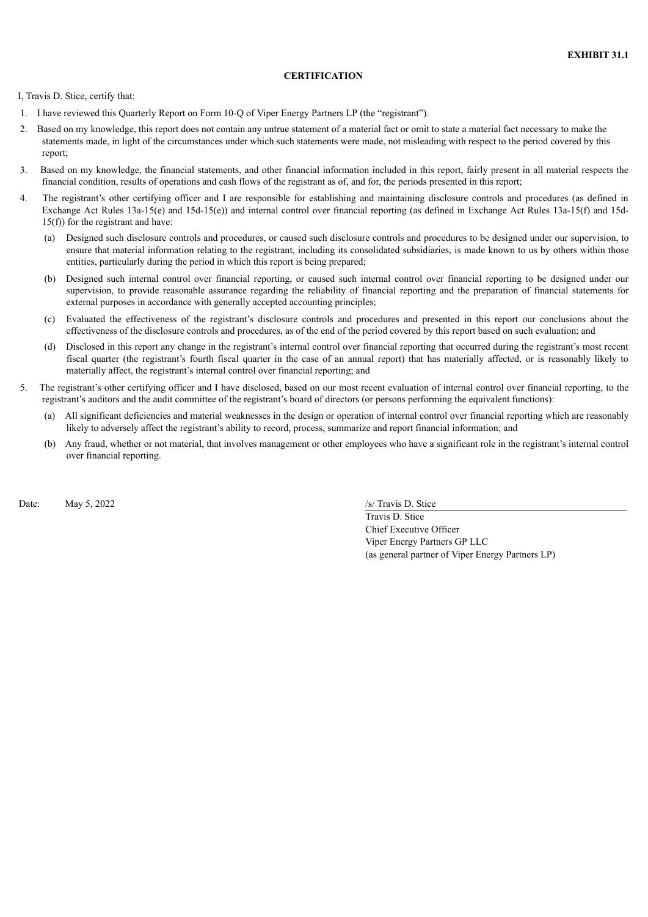**EXHIBIT 31.1**

**CERTIFICATION**

I, Travis D. Stice, certify that:

1. I have reviewed this Quarterly Report on Form 10-Q of Viper Energy Partners LP (the "registrant").
2. Based on my knowledge, this report does not contain any untrue statement of a material fact or omit to state a material fact necessary to make the statements made, in light of the circumstances under which such statements were made, not misleading with respect to the period covered by this report;
3. Based on my knowledge, the financial statements, and other financial information included in this report, fairly present in all material respects the financial condition, results of operations and cash flows of the registrant as of, and for, the periods presented in this report;
4. The registrant's other certifying officer and I are responsible for establishing and maintaining disclosure controls and procedures (as defined in Exchange Act Rules 13a-15(e) and 15d-15(e)) and internal control over financial reporting (as defined in Exchange Act Rules 13a-15(f) and 15d-15(f)) for the registrant and have:
   - (a) Designed such disclosure controls and procedures, or caused such disclosure controls and procedures to be designed under our supervision, to ensure that material information relating to the registrant, including its consolidated subsidiaries, is made known to us by others within those entities, particularly during the period in which this report is being prepared;
   - (b) Designed such internal control over financial reporting, or caused such internal control over financial reporting to be designed under our supervision, to provide reasonable assurance regarding the reliability of financial reporting and the preparation of financial statements for external purposes in accordance with generally accepted accounting principles;
   - (c) Evaluated the effectiveness of the registrant's disclosure controls and procedures and presented in this report our conclusions about the effectiveness of the disclosure controls and procedures, as of the end of the period covered by this report based on such evaluation; and
   - (d) Disclosed in this report any change in the registrant's internal control over financial reporting that occurred during the registrant's most recent fiscal quarter (the registrant's fourth fiscal quarter in the case of an annual report) that has materially affected, or is reasonably likely to materially affect, the registrant's internal control over financial reporting; and
5. The registrant's other certifying officer and I have disclosed, based on our most recent evaluation of internal control over financial reporting, to the registrant's auditors and the audit committee of the registrant's board of directors (or persons performing the equivalent functions):
   - (a) All significant deficiencies and material weaknesses in the design or operation of internal control over financial reporting which are reasonably likely to adversely affect the registrant's ability to record, process, summarize and report financial information; and
   - (b) Any fraud, whether or not material, that involves management or other employees who have a significant role in the registrant's internal control over financial reporting.

Date: May 5, 2022

/s/ Travis D. Stice
Travis D. Stice
Chief Executive Officer
Viper Energy Partners GP LLC
(as general partner of Viper Energy Partners LP)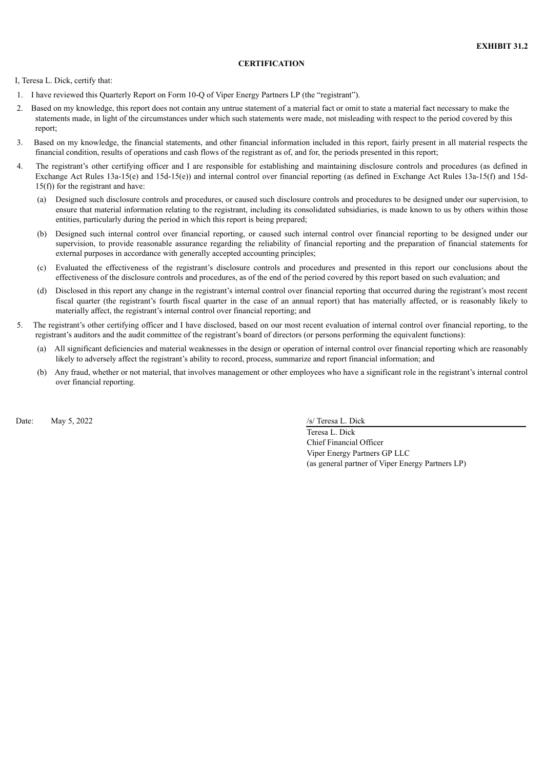**EXHIBIT 31.2**

**CERTIFICATION**

I, Teresa L. Dick, certify that:

1. I have reviewed this Quarterly Report on Form 10-Q of Viper Energy Partners LP (the "registrant").

2. Based on my knowledge, this report does not contain any untrue statement of a material fact or omit to state a material fact necessary to make the statements made, in light of the circumstances under which such statements were made, not misleading with respect to the period covered by this report;

3. Based on my knowledge, the financial statements, and other financial information included in this report, fairly present in all material respects the financial condition, results of operations and cash flows of the registrant as of, and for, the periods presented in this report;

4. The registrant's other certifying officer and I are responsible for establishing and maintaining disclosure controls and procedures (as defined in Exchange Act Rules 13a-15(e) and 15d-15(e)) and internal control over financial reporting (as defined in Exchange Act Rules 13a-15(f) and 15d-15(f)) for the registrant and have:

   (a) Designed such disclosure controls and procedures, or caused such disclosure controls and procedures to be designed under our supervision, to ensure that material information relating to the registrant, including its consolidated subsidiaries, is made known to us by others within those entities, particularly during the period in which this report is being prepared;

   (b) Designed such internal control over financial reporting, or caused such internal control over financial reporting to be designed under our supervision, to provide reasonable assurance regarding the reliability of financial reporting and the preparation of financial statements for external purposes in accordance with generally accepted accounting principles;

   (c) Evaluated the effectiveness of the registrant's disclosure controls and procedures and presented in this report our conclusions about the effectiveness of the disclosure controls and procedures, as of the end of the period covered by this report based on such evaluation; and

   (d) Disclosed in this report any change in the registrant's internal control over financial reporting that occurred during the registrant's most recent fiscal quarter (the registrant's fourth fiscal quarter in the case of an annual report) that has materially affected, or is reasonably likely to materially affect, the registrant's internal control over financial reporting; and

5. The registrant's other certifying officer and I have disclosed, based on our most recent evaluation of internal control over financial reporting, to the registrant's auditors and the audit committee of the registrant's board of directors (or persons performing the equivalent functions):

   (a) All significant deficiencies and material weaknesses in the design or operation of internal control over financial reporting which are reasonably likely to adversely affect the registrant's ability to record, process, summarize and report financial information; and

   (b) Any fraud, whether or not material, that involves management or other employees who have a significant role in the registrant's internal control over financial reporting.

Date: May 5, 2022

/s/ Teresa L. Dick
Teresa L. Dick
Chief Financial Officer
Viper Energy Partners GP LLC
(as general partner of Viper Energy Partners LP)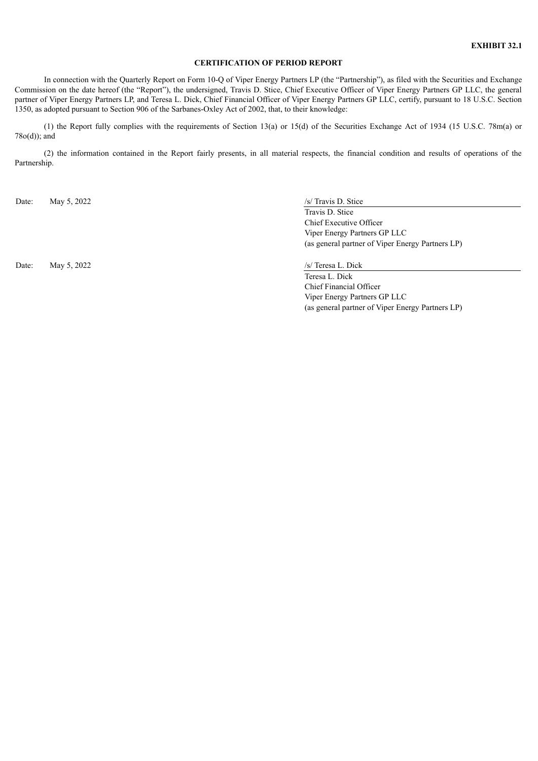**EXHIBIT 32.1**

**CERTIFICATION OF PERIOD REPORT**

In connection with the Quarterly Report on Form 10-Q of Viper Energy Partners LP (the "Partnership"), as filed with the Securities and Exchange Commission on the date hereof (the "Report"), the undersigned, Travis D. Stice, Chief Executive Officer of Viper Energy Partners GP LLC, the general partner of Viper Energy Partners LP, and Teresa L. Dick, Chief Financial Officer of Viper Energy Partners GP LLC, certify, pursuant to 18 U.S.C. Section 1350, as adopted pursuant to Section 906 of the Sarbanes-Oxley Act of 2002, that, to their knowledge:

(1) the Report fully complies with the requirements of Section 13(a) or 15(d) of the Securities Exchange Act of 1934 (15 U.S.C. 78m(a) or 78o(d)); and

(2) the information contained in the Report fairly presents, in all material respects, the financial condition and results of operations of the Partnership.

Date: May 5, 2022

/s/ Travis D. Stice
Travis D. Stice
Chief Executive Officer
Viper Energy Partners GP LLC
(as general partner of Viper Energy Partners LP)

Date: May 5, 2022

/s/ Teresa L. Dick
Teresa L. Dick
Chief Financial Officer
Viper Energy Partners GP LLC
(as general partner of Viper Energy Partners LP)